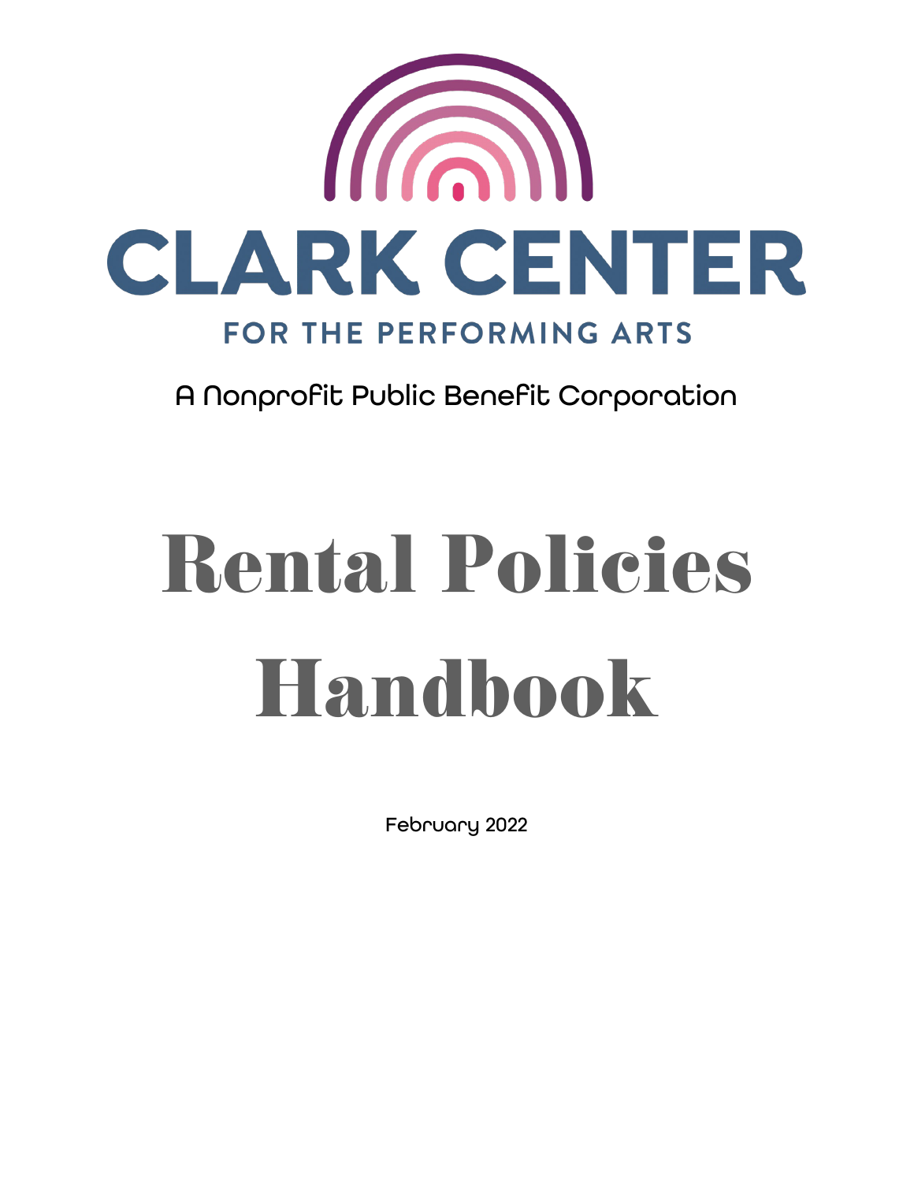# CLARK CENTER

## FOR THE PERFORMING ARTS

A Nonprofit Public Benefit Corporation

# Rental Policies Handbook

February 2022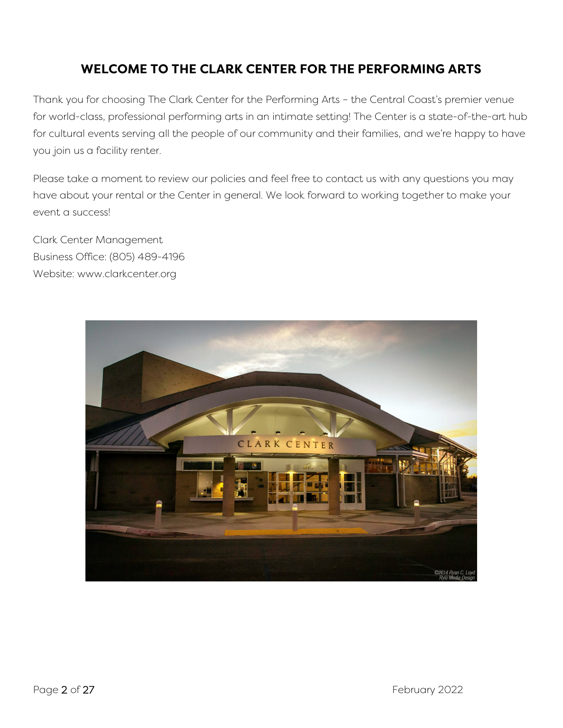# WELCOME TO THE CLARK CENTER FOR THE PERFORMING ARTS

Thank you for choosing The Clark Center for the Performing Arts – the Central Coast's premier venue for world-class, professional performing arts in an intimate setting! The Center is a state-of-the-art hub for cultural events serving all the people of our community and their families, and we're happy to have you join us a facility renter.

Please take a moment to review our policies and feel free to contact us with any questions you may have about your rental or the Center in general. We look forward to working together to make your event a success!

Clark Center Management
Business Office: (805) 489-4196
Website: www.clarkcenter.org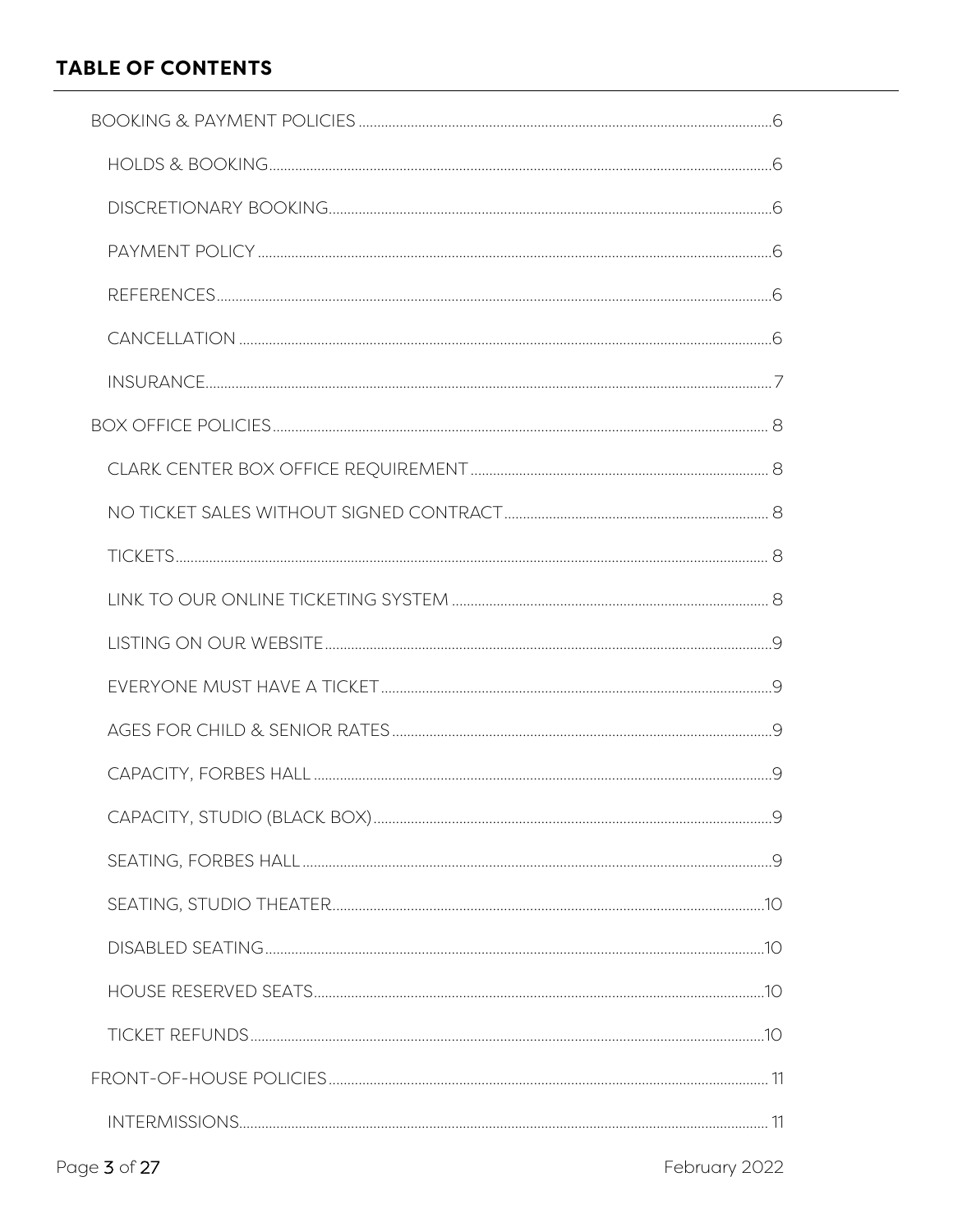## TABLE OF CONTENTS

- BOOKING & PAYMENT POLICIES ....... 6
  - HOLDS & BOOKING ....... 6
  - DISCRETIONARY BOOKING ....... 6
  - PAYMENT POLICY ....... 6
  - REFERENCES ....... 6
  - CANCELLATION ....... 6
  - INSURANCE ....... 7
- BOX OFFICE POLICIES ....... 8
  - CLARK CENTER BOX OFFICE REQUIREMENT ....... 8
  - NO TICKET SALES WITHOUT SIGNED CONTRACT ....... 8
  - TICKETS ....... 8
  - LINK TO OUR ONLINE TICKETING SYSTEM ....... 8
  - LISTING ON OUR WEBSITE ....... 9
  - EVERYONE MUST HAVE A TICKET ....... 9
  - AGES FOR CHILD & SENIOR RATES ....... 9
  - CAPACITY, FORBES HALL ....... 9
  - CAPACITY, STUDIO (BLACK BOX) ....... 9
  - SEATING, FORBES HALL ....... 9
  - SEATING, STUDIO THEATER ....... 10
  - DISABLED SEATING ....... 10
  - HOUSE RESERVED SEATS ....... 10
  - TICKET REFUNDS ....... 10
- FRONT-OF-HOUSE POLICIES ....... 11
  - INTERMISSIONS ....... 11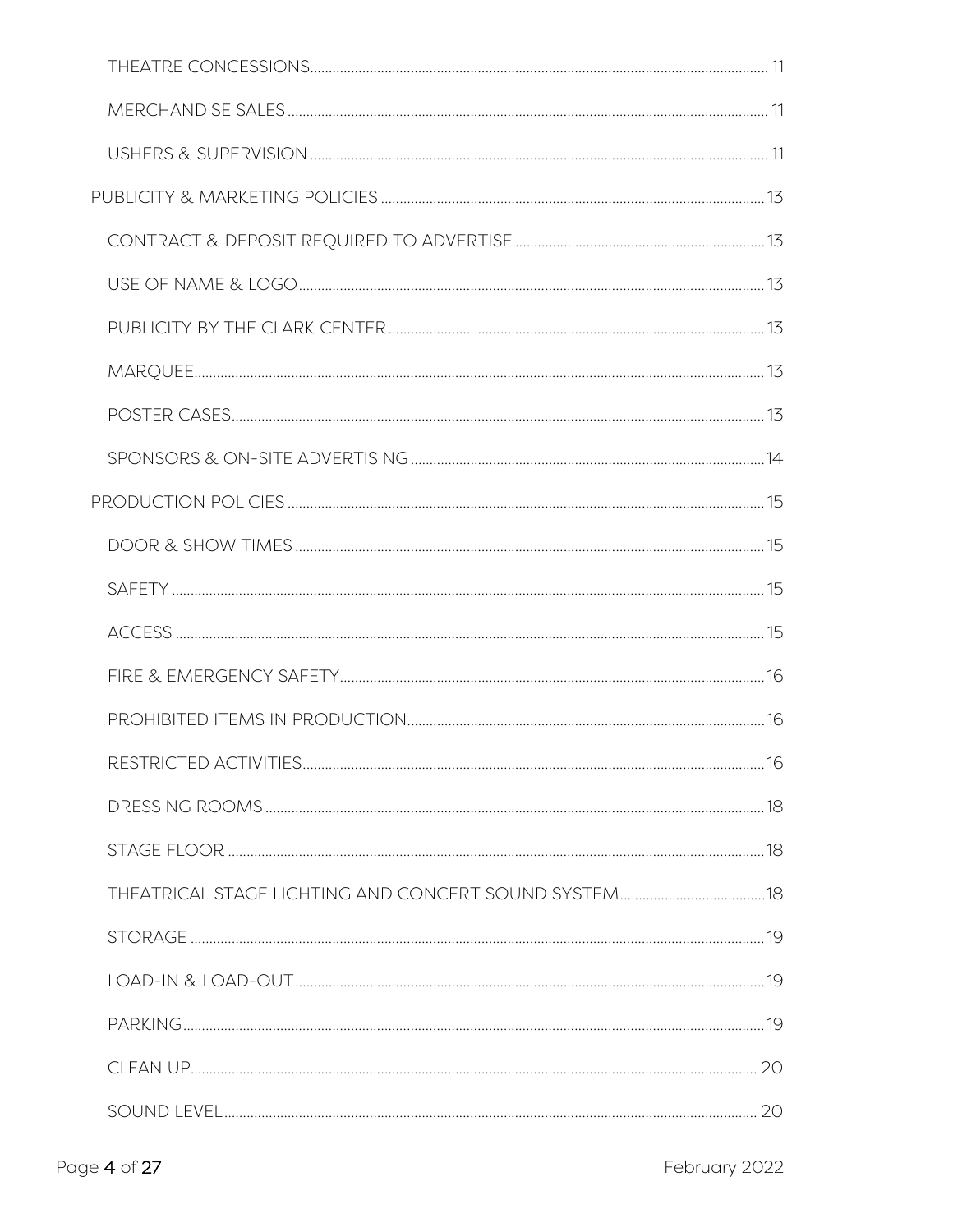THEATRE CONCESSIONS ........ 11

MERCHANDISE SALES ........ 11

USHERS & SUPERVISION ........ 11

PUBLICITY & MARKETING POLICIES ........ 13

CONTRACT & DEPOSIT REQUIRED TO ADVERTISE ........ 13

USE OF NAME & LOGO ........ 13

PUBLICITY BY THE CLARK CENTER ........ 13

MARQUEE ........ 13

POSTER CASES ........ 13

SPONSORS & ON-SITE ADVERTISING ........ 14

PRODUCTION POLICIES ........ 15

DOOR & SHOW TIMES ........ 15

SAFETY ........ 15

ACCESS ........ 15

FIRE & EMERGENCY SAFETY ........ 16

PROHIBITED ITEMS IN PRODUCTION ........ 16

RESTRICTED ACTIVITIES ........ 16

DRESSING ROOMS ........ 18

STAGE FLOOR ........ 18

THEATRICAL STAGE LIGHTING AND CONCERT SOUND SYSTEM ........ 18

STORAGE ........ 19

LOAD-IN & LOAD-OUT ........ 19

PARKING ........ 19

CLEAN UP ........ 20

SOUND LEVEL ........ 20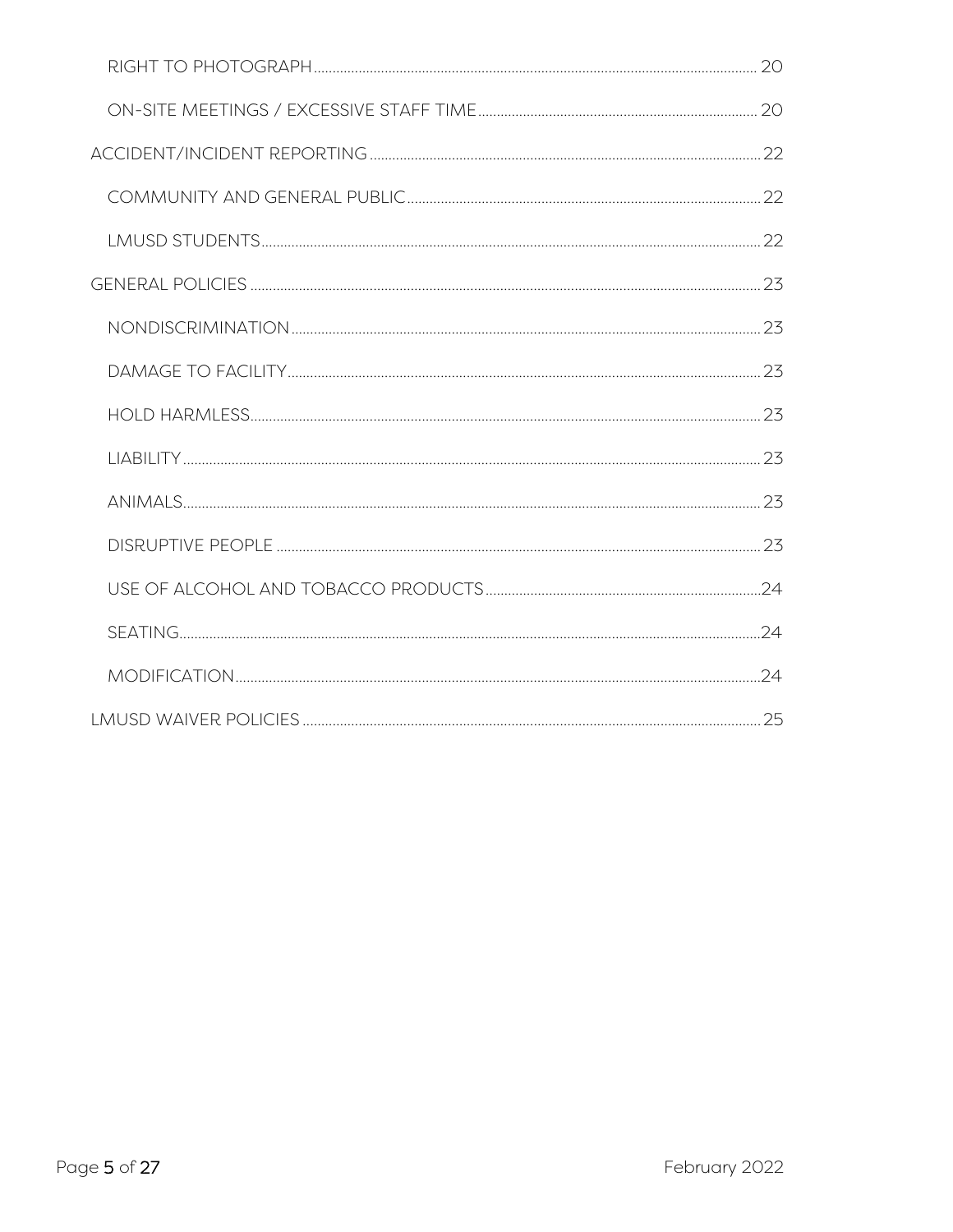- RIGHT TO PHOTOGRAPH ..... 20
- ON-SITE MEETINGS / EXCESSIVE STAFF TIME ..... 20

ACCIDENT/INCIDENT REPORTING ..... 22

- COMMUNITY AND GENERAL PUBLIC ..... 22
- LMUSD STUDENTS ..... 22

GENERAL POLICIES ..... 23

- NONDISCRIMINATION ..... 23
- DAMAGE TO FACILITY ..... 23
- HOLD HARMLESS ..... 23
- LIABILITY ..... 23
- ANIMALS ..... 23
- DISRUPTIVE PEOPLE ..... 23
- USE OF ALCOHOL AND TOBACCO PRODUCTS ..... 24
- SEATING ..... 24
- MODIFICATION ..... 24

LMUSD WAIVER POLICIES ..... 25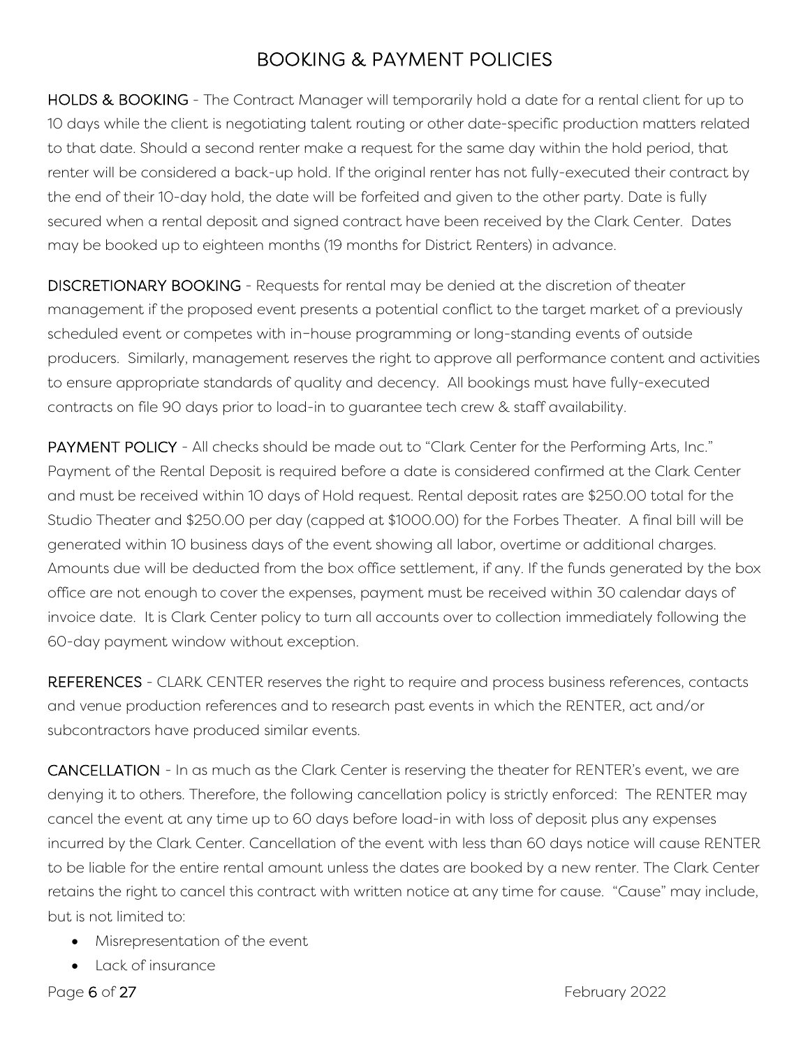# BOOKING & PAYMENT POLICIES

**HOLDS & BOOKING** - The Contract Manager will temporarily hold a date for a rental client for up to 10 days while the client is negotiating talent routing or other date-specific production matters related to that date. Should a second renter make a request for the same day within the hold period, that renter will be considered a back-up hold. If the original renter has not fully-executed their contract by the end of their 10-day hold, the date will be forfeited and given to the other party. Date is fully secured when a rental deposit and signed contract have been received by the Clark Center. Dates may be booked up to eighteen months (19 months for District Renters) in advance.

**DISCRETIONARY BOOKING** - Requests for rental may be denied at the discretion of theater management if the proposed event presents a potential conflict to the target market of a previously scheduled event or competes with in–house programming or long-standing events of outside producers. Similarly, management reserves the right to approve all performance content and activities to ensure appropriate standards of quality and decency. All bookings must have fully-executed contracts on file 90 days prior to load-in to guarantee tech crew & staff availability.

**PAYMENT POLICY** - All checks should be made out to "Clark Center for the Performing Arts, Inc." Payment of the Rental Deposit is required before a date is considered confirmed at the Clark Center and must be received within 10 days of Hold request. Rental deposit rates are $250.00 total for the Studio Theater and $250.00 per day (capped at $1000.00) for the Forbes Theater. A final bill will be generated within 10 business days of the event showing all labor, overtime or additional charges. Amounts due will be deducted from the box office settlement, if any. If the funds generated by the box office are not enough to cover the expenses, payment must be received within 30 calendar days of invoice date. It is Clark Center policy to turn all accounts over to collection immediately following the 60-day payment window without exception.

**REFERENCES** - CLARK CENTER reserves the right to require and process business references, contacts and venue production references and to research past events in which the RENTER, act and/or subcontractors have produced similar events.

**CANCELLATION** - In as much as the Clark Center is reserving the theater for RENTER's event, we are denying it to others. Therefore, the following cancellation policy is strictly enforced: The RENTER may cancel the event at any time up to 60 days before load-in with loss of deposit plus any expenses incurred by the Clark Center. Cancellation of the event with less than 60 days notice will cause RENTER to be liable for the entire rental amount unless the dates are booked by a new renter. The Clark Center retains the right to cancel this contract with written notice at any time for cause. "Cause" may include, but is not limited to:

- Misrepresentation of the event
- Lack of insurance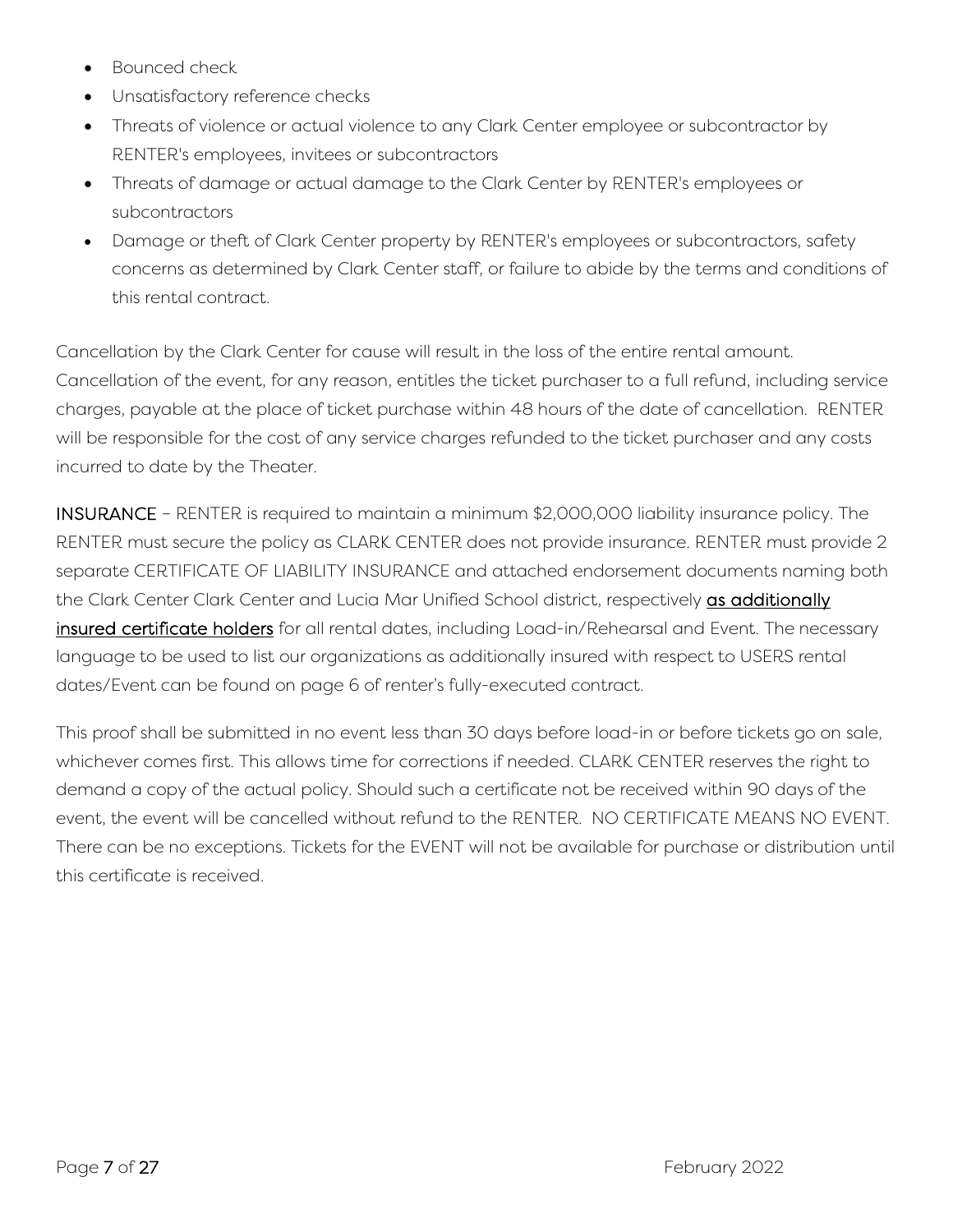- Bounced check
- Unsatisfactory reference checks
- Threats of violence or actual violence to any Clark Center employee or subcontractor by RENTER's employees, invitees or subcontractors
- Threats of damage or actual damage to the Clark Center by RENTER's employees or subcontractors
- Damage or theft of Clark Center property by RENTER's employees or subcontractors, safety concerns as determined by Clark Center staff, or failure to abide by the terms and conditions of this rental contract.

Cancellation by the Clark Center for cause will result in the loss of the entire rental amount. Cancellation of the event, for any reason, entitles the ticket purchaser to a full refund, including service charges, payable at the place of ticket purchase within 48 hours of the date of cancellation. RENTER will be responsible for the cost of any service charges refunded to the ticket purchaser and any costs incurred to date by the Theater.

INSURANCE – RENTER is required to maintain a minimum $2,000,000 liability insurance policy. The RENTER must secure the policy as CLARK CENTER does not provide insurance. RENTER must provide 2 separate CERTIFICATE OF LIABILITY INSURANCE and attached endorsement documents naming both the Clark Center Clark Center and Lucia Mar Unified School district, respectively **as additionally insured certificate holders** for all rental dates, including Load-in/Rehearsal and Event. The necessary language to be used to list our organizations as additionally insured with respect to USERS rental dates/Event can be found on page 6 of renter's fully-executed contract.

This proof shall be submitted in no event less than 30 days before load-in or before tickets go on sale, whichever comes first. This allows time for corrections if needed. CLARK CENTER reserves the right to demand a copy of the actual policy. Should such a certificate not be received within 90 days of the event, the event will be cancelled without refund to the RENTER. NO CERTIFICATE MEANS NO EVENT. There can be no exceptions. Tickets for the EVENT will not be available for purchase or distribution until this certificate is received.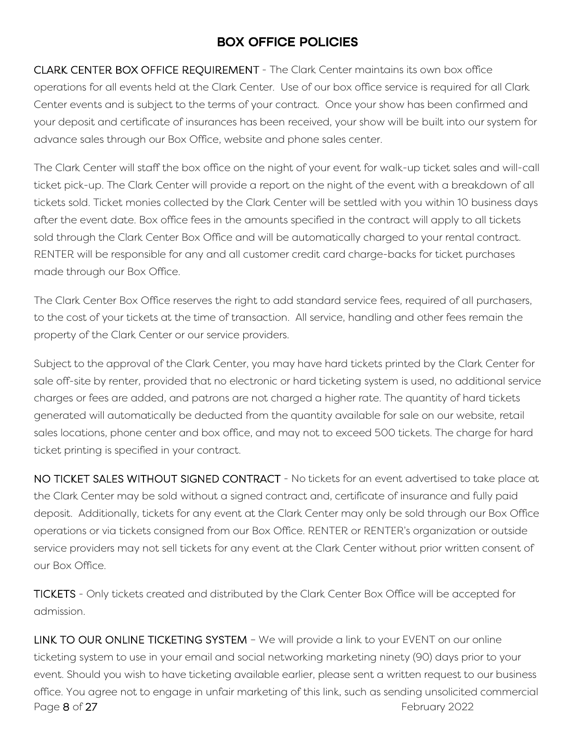## BOX OFFICE POLICIES

**CLARK CENTER BOX OFFICE REQUIREMENT** - The Clark Center maintains its own box office operations for all events held at the Clark Center. Use of our box office service is required for all Clark Center events and is subject to the terms of your contract. Once your show has been confirmed and your deposit and certificate of insurances has been received, your show will be built into our system for advance sales through our Box Office, website and phone sales center.

The Clark Center will staff the box office on the night of your event for walk-up ticket sales and will-call ticket pick-up. The Clark Center will provide a report on the night of the event with a breakdown of all tickets sold. Ticket monies collected by the Clark Center will be settled with you within 10 business days after the event date. Box office fees in the amounts specified in the contract will apply to all tickets sold through the Clark Center Box Office and will be automatically charged to your rental contract. RENTER will be responsible for any and all customer credit card charge-backs for ticket purchases made through our Box Office.

The Clark Center Box Office reserves the right to add standard service fees, required of all purchasers, to the cost of your tickets at the time of transaction. All service, handling and other fees remain the property of the Clark Center or our service providers.

Subject to the approval of the Clark Center, you may have hard tickets printed by the Clark Center for sale off-site by renter, provided that no electronic or hard ticketing system is used, no additional service charges or fees are added, and patrons are not charged a higher rate. The quantity of hard tickets generated will automatically be deducted from the quantity available for sale on our website, retail sales locations, phone center and box office, and may not to exceed 500 tickets. The charge for hard ticket printing is specified in your contract.

**NO TICKET SALES WITHOUT SIGNED CONTRACT** - No tickets for an event advertised to take place at the Clark Center may be sold without a signed contract and, certificate of insurance and fully paid deposit. Additionally, tickets for any event at the Clark Center may only be sold through our Box Office operations or via tickets consigned from our Box Office. RENTER or RENTER's organization or outside service providers may not sell tickets for any event at the Clark Center without prior written consent of our Box Office.

**TICKETS** - Only tickets created and distributed by the Clark Center Box Office will be accepted for admission.

**LINK TO OUR ONLINE TICKETING SYSTEM** – We will provide a link to your EVENT on our online ticketing system to use in your email and social networking marketing ninety (90) days prior to your event. Should you wish to have ticketing available earlier, please sent a written request to our business office. You agree not to engage in unfair marketing of this link, such as sending unsolicited commercial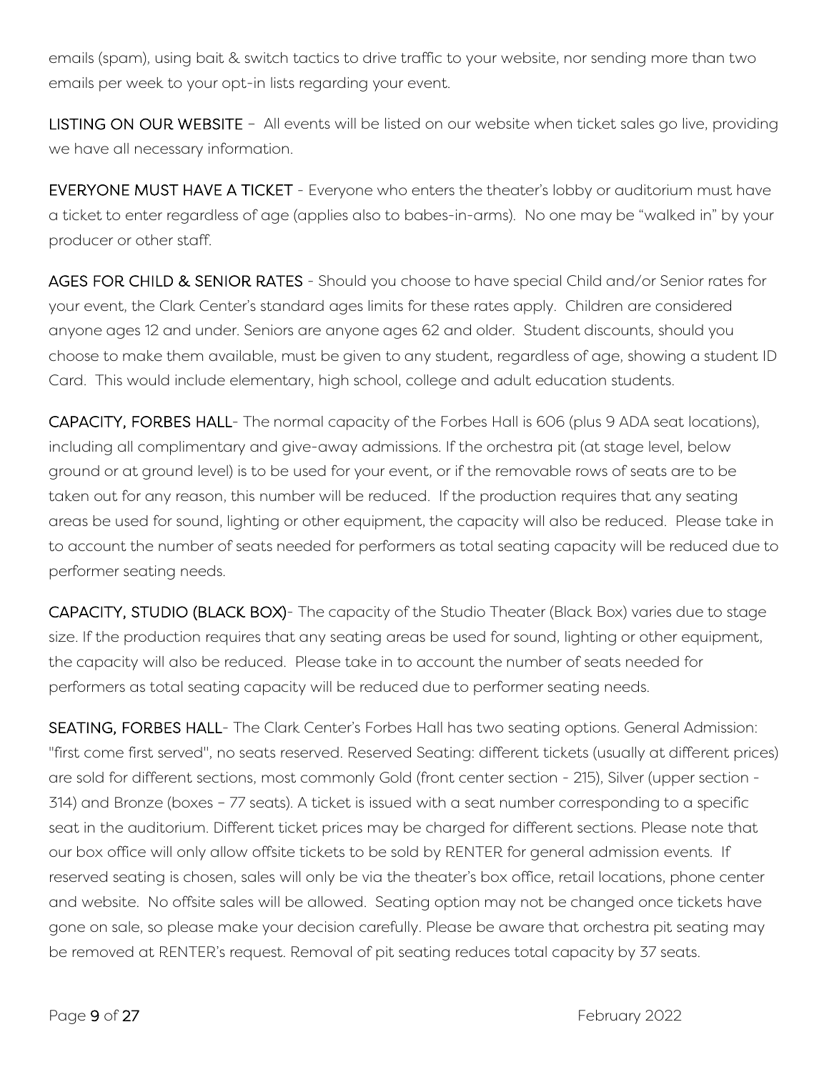emails (spam), using bait & switch tactics to drive traffic to your website, nor sending more than two emails per week to your opt-in lists regarding your event.

**LISTING ON OUR WEBSITE** – All events will be listed on our website when ticket sales go live, providing we have all necessary information.

**EVERYONE MUST HAVE A TICKET** - Everyone who enters the theater's lobby or auditorium must have a ticket to enter regardless of age (applies also to babes-in-arms). No one may be "walked in" by your producer or other staff.

**AGES FOR CHILD & SENIOR RATES** - Should you choose to have special Child and/or Senior rates for your event, the Clark Center's standard ages limits for these rates apply. Children are considered anyone ages 12 and under. Seniors are anyone ages 62 and older. Student discounts, should you choose to make them available, must be given to any student, regardless of age, showing a student ID Card. This would include elementary, high school, college and adult education students.

**CAPACITY, FORBES HALL**- The normal capacity of the Forbes Hall is 606 (plus 9 ADA seat locations), including all complimentary and give-away admissions. If the orchestra pit (at stage level, below ground or at ground level) is to be used for your event, or if the removable rows of seats are to be taken out for any reason, this number will be reduced. If the production requires that any seating areas be used for sound, lighting or other equipment, the capacity will also be reduced. Please take in to account the number of seats needed for performers as total seating capacity will be reduced due to performer seating needs.

**CAPACITY, STUDIO (BLACK BOX)**- The capacity of the Studio Theater (Black Box) varies due to stage size. If the production requires that any seating areas be used for sound, lighting or other equipment, the capacity will also be reduced. Please take in to account the number of seats needed for performers as total seating capacity will be reduced due to performer seating needs.

**SEATING, FORBES HALL**- The Clark Center's Forbes Hall has two seating options. General Admission: "first come first served", no seats reserved. Reserved Seating: different tickets (usually at different prices) are sold for different sections, most commonly Gold (front center section - 215), Silver (upper section - 314) and Bronze (boxes – 77 seats). A ticket is issued with a seat number corresponding to a specific seat in the auditorium. Different ticket prices may be charged for different sections. Please note that our box office will only allow offsite tickets to be sold by RENTER for general admission events. If reserved seating is chosen, sales will only be via the theater's box office, retail locations, phone center and website. No offsite sales will be allowed. Seating option may not be changed once tickets have gone on sale, so please make your decision carefully. Please be aware that orchestra pit seating may be removed at RENTER's request. Removal of pit seating reduces total capacity by 37 seats.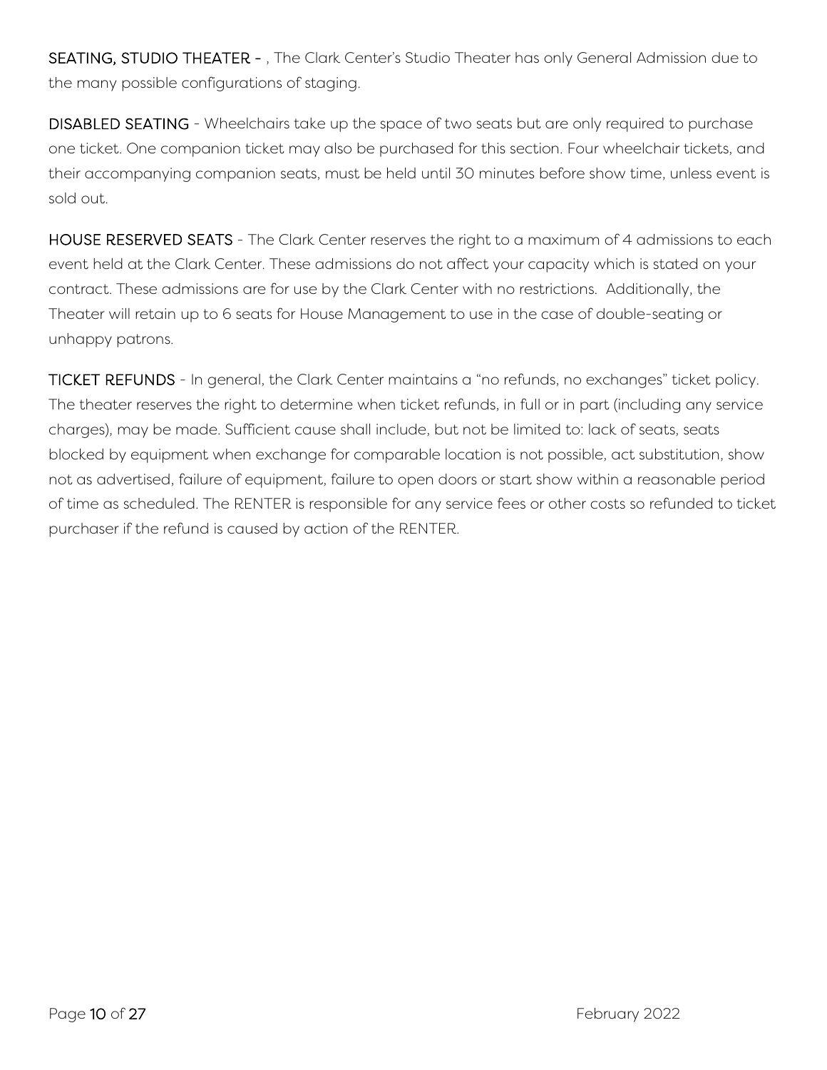**SEATING, STUDIO THEATER -** , The Clark Center's Studio Theater has only General Admission due to the many possible configurations of staging.

**DISABLED SEATING** - Wheelchairs take up the space of two seats but are only required to purchase one ticket. One companion ticket may also be purchased for this section. Four wheelchair tickets, and their accompanying companion seats, must be held until 30 minutes before show time, unless event is sold out.

**HOUSE RESERVED SEATS** - The Clark Center reserves the right to a maximum of 4 admissions to each event held at the Clark Center. These admissions do not affect your capacity which is stated on your contract. These admissions are for use by the Clark Center with no restrictions. Additionally, the Theater will retain up to 6 seats for House Management to use in the case of double-seating or unhappy patrons.

**TICKET REFUNDS** - In general, the Clark Center maintains a "no refunds, no exchanges" ticket policy. The theater reserves the right to determine when ticket refunds, in full or in part (including any service charges), may be made. Sufficient cause shall include, but not be limited to: lack of seats, seats blocked by equipment when exchange for comparable location is not possible, act substitution, show not as advertised, failure of equipment, failure to open doors or start show within a reasonable period of time as scheduled. The RENTER is responsible for any service fees or other costs so refunded to ticket purchaser if the refund is caused by action of the RENTER.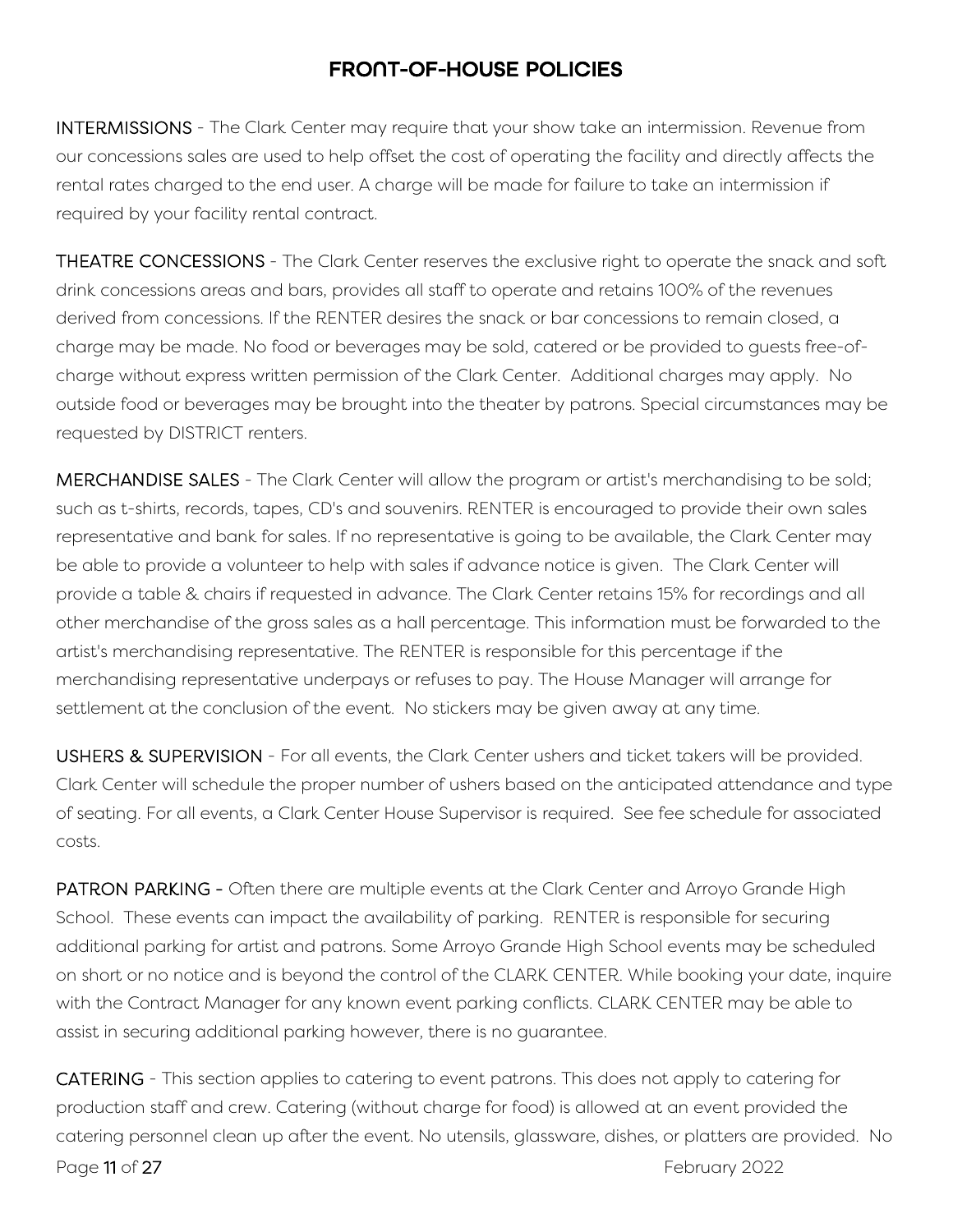# FRONT-OF-HOUSE POLICIES

**INTERMISSIONS** - The Clark Center may require that your show take an intermission. Revenue from our concessions sales are used to help offset the cost of operating the facility and directly affects the rental rates charged to the end user. A charge will be made for failure to take an intermission if required by your facility rental contract.

**THEATRE CONCESSIONS** - The Clark Center reserves the exclusive right to operate the snack and soft drink concessions areas and bars, provides all staff to operate and retains 100% of the revenues derived from concessions. If the RENTER desires the snack or bar concessions to remain closed, a charge may be made. No food or beverages may be sold, catered or be provided to guests free-of-charge without express written permission of the Clark Center. Additional charges may apply. No outside food or beverages may be brought into the theater by patrons. Special circumstances may be requested by DISTRICT renters.

**MERCHANDISE SALES** - The Clark Center will allow the program or artist's merchandising to be sold; such as t-shirts, records, tapes, CD's and souvenirs. RENTER is encouraged to provide their own sales representative and bank for sales. If no representative is going to be available, the Clark Center may be able to provide a volunteer to help with sales if advance notice is given. The Clark Center will provide a table & chairs if requested in advance. The Clark Center retains 15% for recordings and all other merchandise of the gross sales as a hall percentage. This information must be forwarded to the artist's merchandising representative. The RENTER is responsible for this percentage if the merchandising representative underpays or refuses to pay. The House Manager will arrange for settlement at the conclusion of the event. No stickers may be given away at any time.

**USHERS & SUPERVISION** - For all events, the Clark Center ushers and ticket takers will be provided. Clark Center will schedule the proper number of ushers based on the anticipated attendance and type of seating. For all events, a Clark Center House Supervisor is required. See fee schedule for associated costs.

**PATRON PARKING** - Often there are multiple events at the Clark Center and Arroyo Grande High School. These events can impact the availability of parking. RENTER is responsible for securing additional parking for artist and patrons. Some Arroyo Grande High School events may be scheduled on short or no notice and is beyond the control of the CLARK CENTER. While booking your date, inquire with the Contract Manager for any known event parking conflicts. CLARK CENTER may be able to assist in securing additional parking however, there is no guarantee.

**CATERING** - This section applies to catering to event patrons. This does not apply to catering for production staff and crew. Catering (without charge for food) is allowed at an event provided the catering personnel clean up after the event. No utensils, glassware, dishes, or platters are provided. No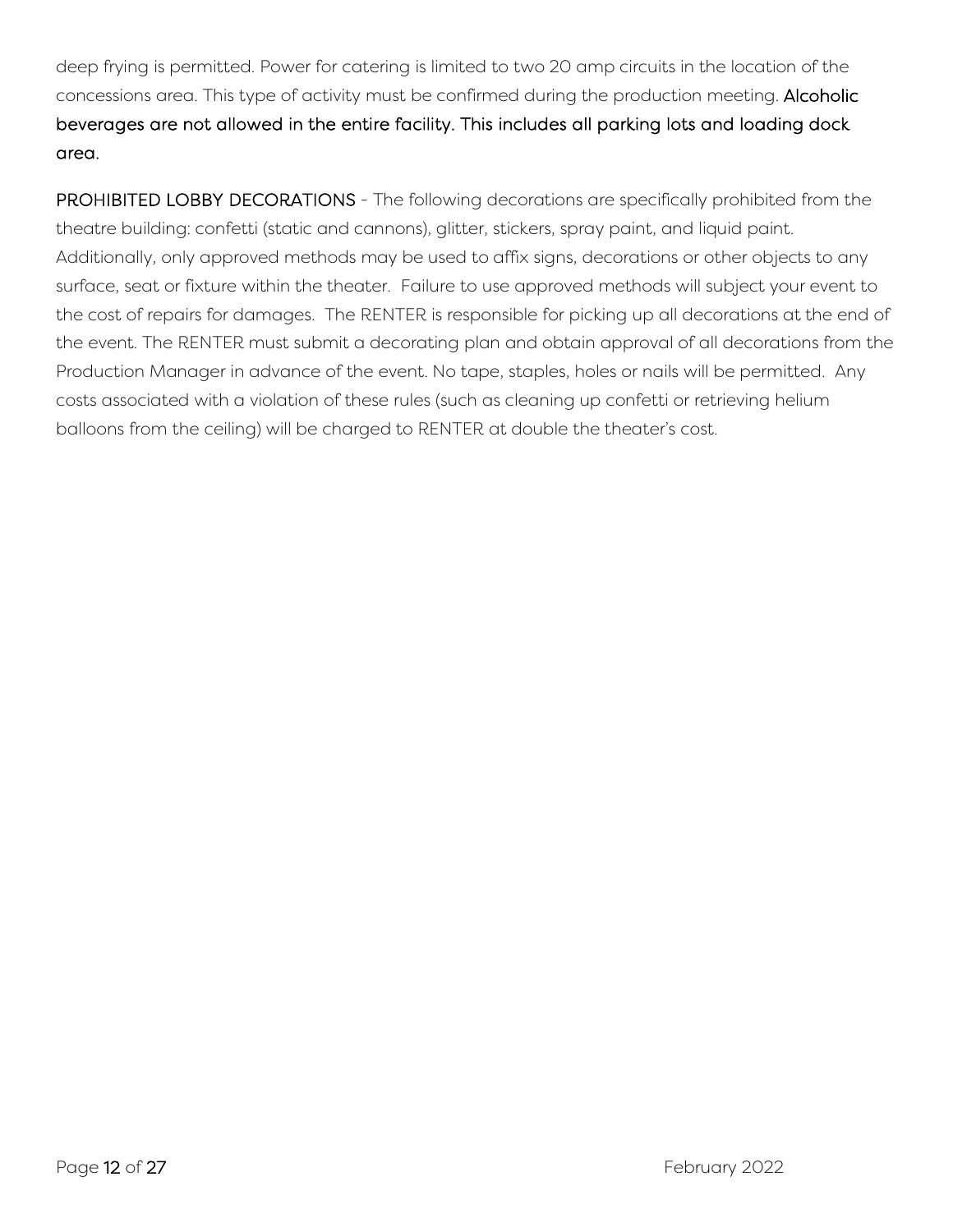deep frying is permitted. Power for catering is limited to two 20 amp circuits in the location of the concessions area. This type of activity must be confirmed during the production meeting. **Alcoholic beverages are not allowed in the entire facility. This includes all parking lots and loading dock area.**

**PROHIBITED LOBBY DECORATIONS** - The following decorations are specifically prohibited from the theatre building: confetti (static and cannons), glitter, stickers, spray paint, and liquid paint. Additionally, only approved methods may be used to affix signs, decorations or other objects to any surface, seat or fixture within the theater. Failure to use approved methods will subject your event to the cost of repairs for damages. The RENTER is responsible for picking up all decorations at the end of the event. The RENTER must submit a decorating plan and obtain approval of all decorations from the Production Manager in advance of the event. No tape, staples, holes or nails will be permitted. Any costs associated with a violation of these rules (such as cleaning up confetti or retrieving helium balloons from the ceiling) will be charged to RENTER at double the theater's cost.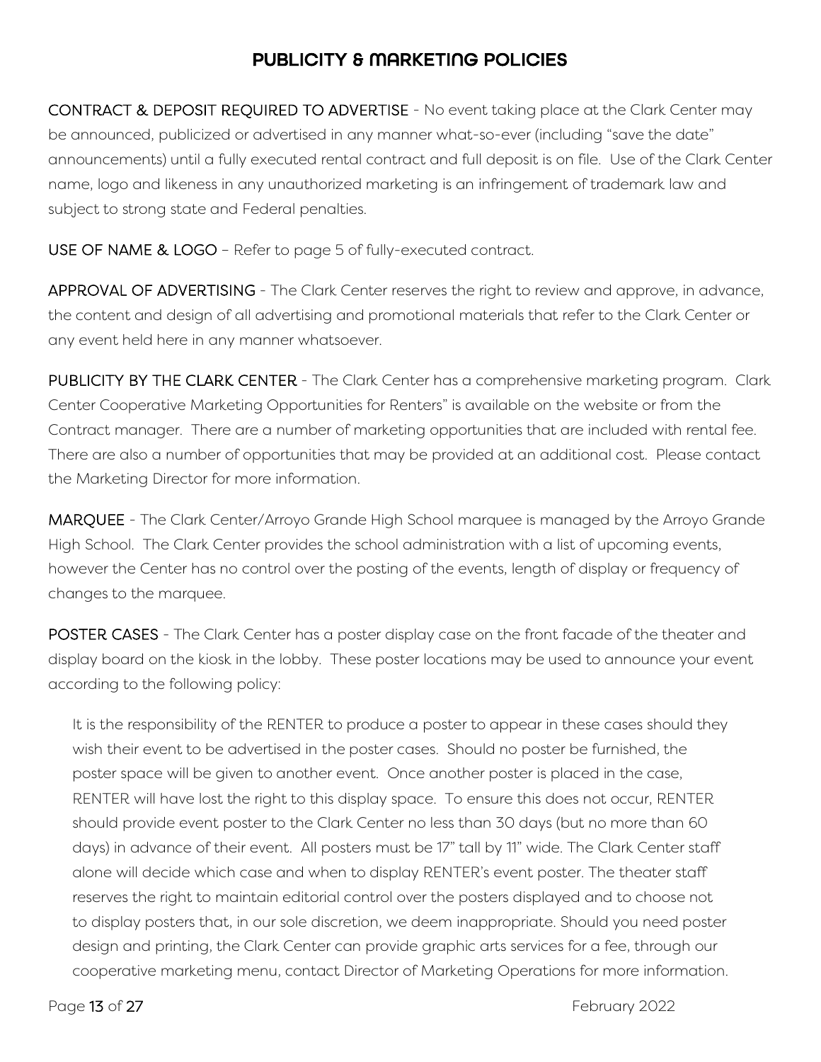# PUBLICITY & MARKETING POLICIES

**CONTRACT & DEPOSIT REQUIRED TO ADVERTISE** - No event taking place at the Clark Center may be announced, publicized or advertised in any manner what-so-ever (including "save the date" announcements) until a fully executed rental contract and full deposit is on file. Use of the Clark Center name, logo and likeness in any unauthorized marketing is an infringement of trademark law and subject to strong state and Federal penalties.

**USE OF NAME & LOGO** – Refer to page 5 of fully-executed contract.

**APPROVAL OF ADVERTISING** - The Clark Center reserves the right to review and approve, in advance, the content and design of all advertising and promotional materials that refer to the Clark Center or any event held here in any manner whatsoever.

**PUBLICITY BY THE CLARK CENTER** - The Clark Center has a comprehensive marketing program. Clark Center Cooperative Marketing Opportunities for Renters" is available on the website or from the Contract manager. There are a number of marketing opportunities that are included with rental fee. There are also a number of opportunities that may be provided at an additional cost. Please contact the Marketing Director for more information.

**MARQUEE** - The Clark Center/Arroyo Grande High School marquee is managed by the Arroyo Grande High School. The Clark Center provides the school administration with a list of upcoming events, however the Center has no control over the posting of the events, length of display or frequency of changes to the marquee.

**POSTER CASES** - The Clark Center has a poster display case on the front facade of the theater and display board on the kiosk in the lobby. These poster locations may be used to announce your event according to the following policy:

> It is the responsibility of the RENTER to produce a poster to appear in these cases should they wish their event to be advertised in the poster cases. Should no poster be furnished, the poster space will be given to another event. Once another poster is placed in the case, RENTER will have lost the right to this display space. To ensure this does not occur, RENTER should provide event poster to the Clark Center no less than 30 days (but no more than 60 days) in advance of their event. All posters must be 17" tall by 11" wide. The Clark Center staff alone will decide which case and when to display RENTER's event poster. The theater staff reserves the right to maintain editorial control over the posters displayed and to choose not to display posters that, in our sole discretion, we deem inappropriate. Should you need poster design and printing, the Clark Center can provide graphic arts services for a fee, through our cooperative marketing menu, contact Director of Marketing Operations for more information.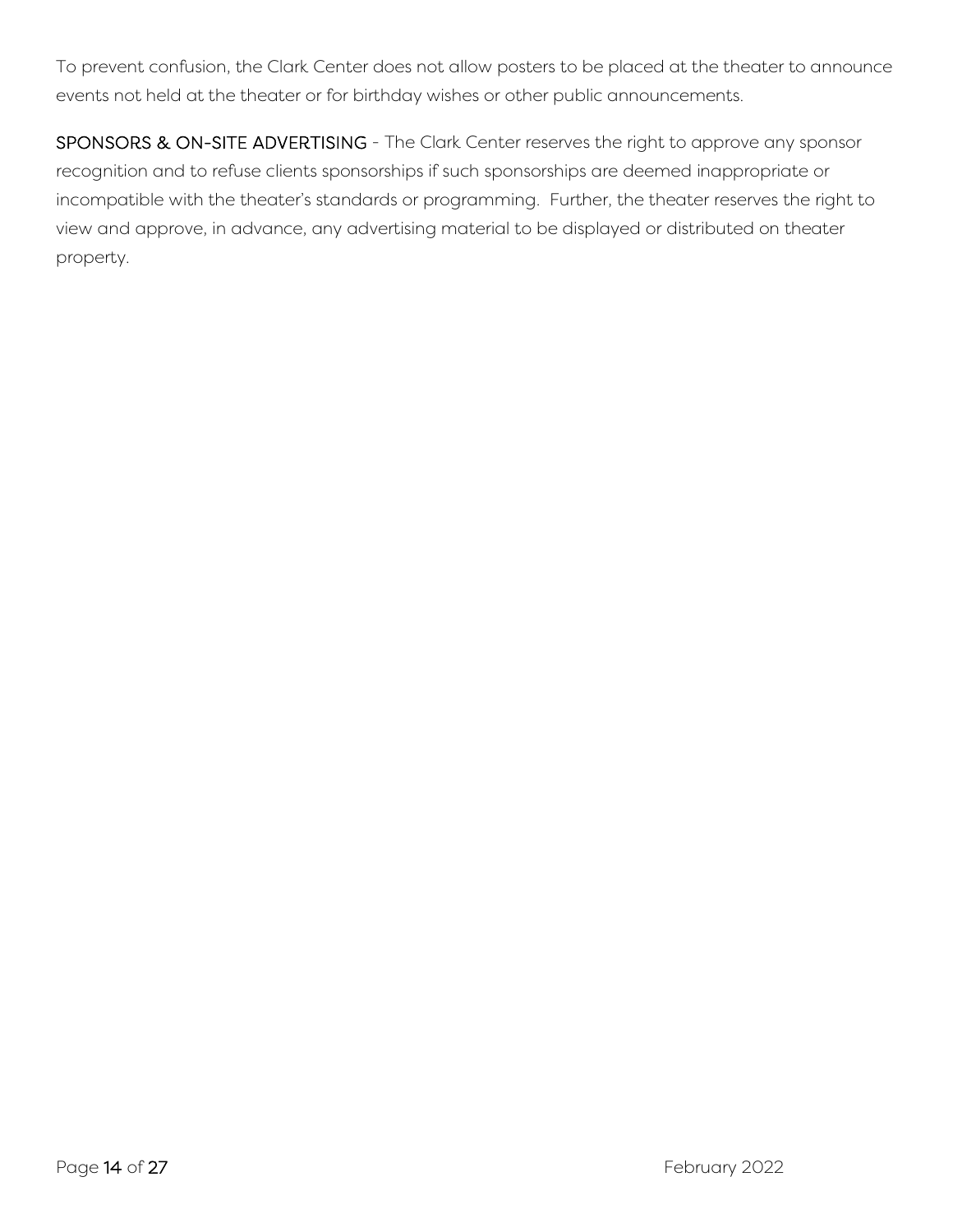To prevent confusion, the Clark Center does not allow posters to be placed at the theater to announce events not held at the theater or for birthday wishes or other public announcements.

**SPONSORS & ON-SITE ADVERTISING** - The Clark Center reserves the right to approve any sponsor recognition and to refuse clients sponsorships if such sponsorships are deemed inappropriate or incompatible with the theater's standards or programming. Further, the theater reserves the right to view and approve, in advance, any advertising material to be displayed or distributed on theater property.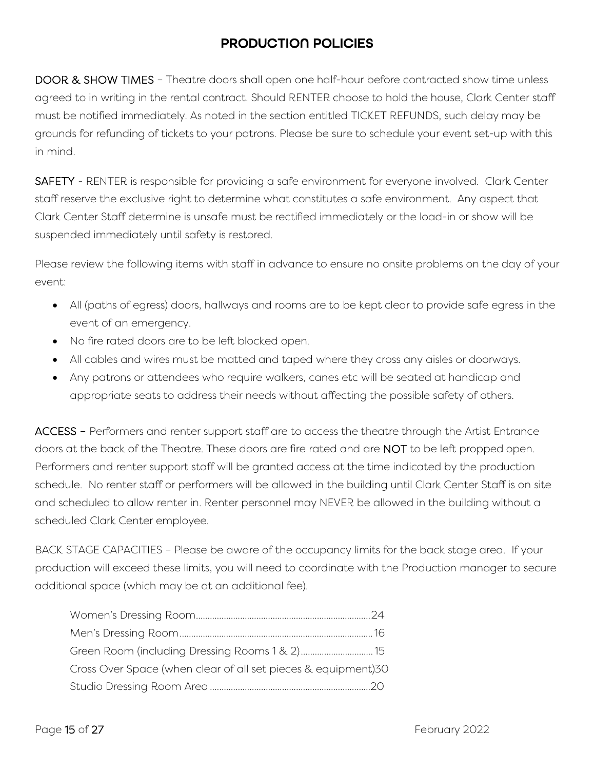# PRODUCTION POLICIES

DOOR & SHOW TIMES – Theatre doors shall open one half-hour before contracted show time unless agreed to in writing in the rental contract. Should RENTER choose to hold the house, Clark Center staff must be notified immediately. As noted in the section entitled TICKET REFUNDS, such delay may be grounds for refunding of tickets to your patrons. Please be sure to schedule your event set-up with this in mind.

SAFETY - RENTER is responsible for providing a safe environment for everyone involved. Clark Center staff reserve the exclusive right to determine what constitutes a safe environment. Any aspect that Clark Center Staff determine is unsafe must be rectified immediately or the load-in or show will be suspended immediately until safety is restored.

Please review the following items with staff in advance to ensure no onsite problems on the day of your event:

- All (paths of egress) doors, hallways and rooms are to be kept clear to provide safe egress in the event of an emergency.
- No fire rated doors are to be left blocked open.
- All cables and wires must be matted and taped where they cross any aisles or doorways.
- Any patrons or attendees who require walkers, canes etc will be seated at handicap and appropriate seats to address their needs without affecting the possible safety of others.

ACCESS – Performers and renter support staff are to access the theatre through the Artist Entrance doors at the back of the Theatre. These doors are fire rated and are **NOT** to be left propped open. Performers and renter support staff will be granted access at the time indicated by the production schedule. No renter staff or performers will be allowed in the building until Clark Center Staff is on site and scheduled to allow renter in. Renter personnel may NEVER be allowed in the building without a scheduled Clark Center employee.

BACK STAGE CAPACITIES – Please be aware of the occupancy limits for the back stage area. If your production will exceed these limits, you will need to coordinate with the Production manager to secure additional space (which may be at an additional fee).

Women's Dressing Room..........24
Men's Dressing Room..........16
Green Room (including Dressing Rooms 1 & 2)..........15
Cross Over Space (when clear of all set pieces & equipment)30
Studio Dressing Room Area..........20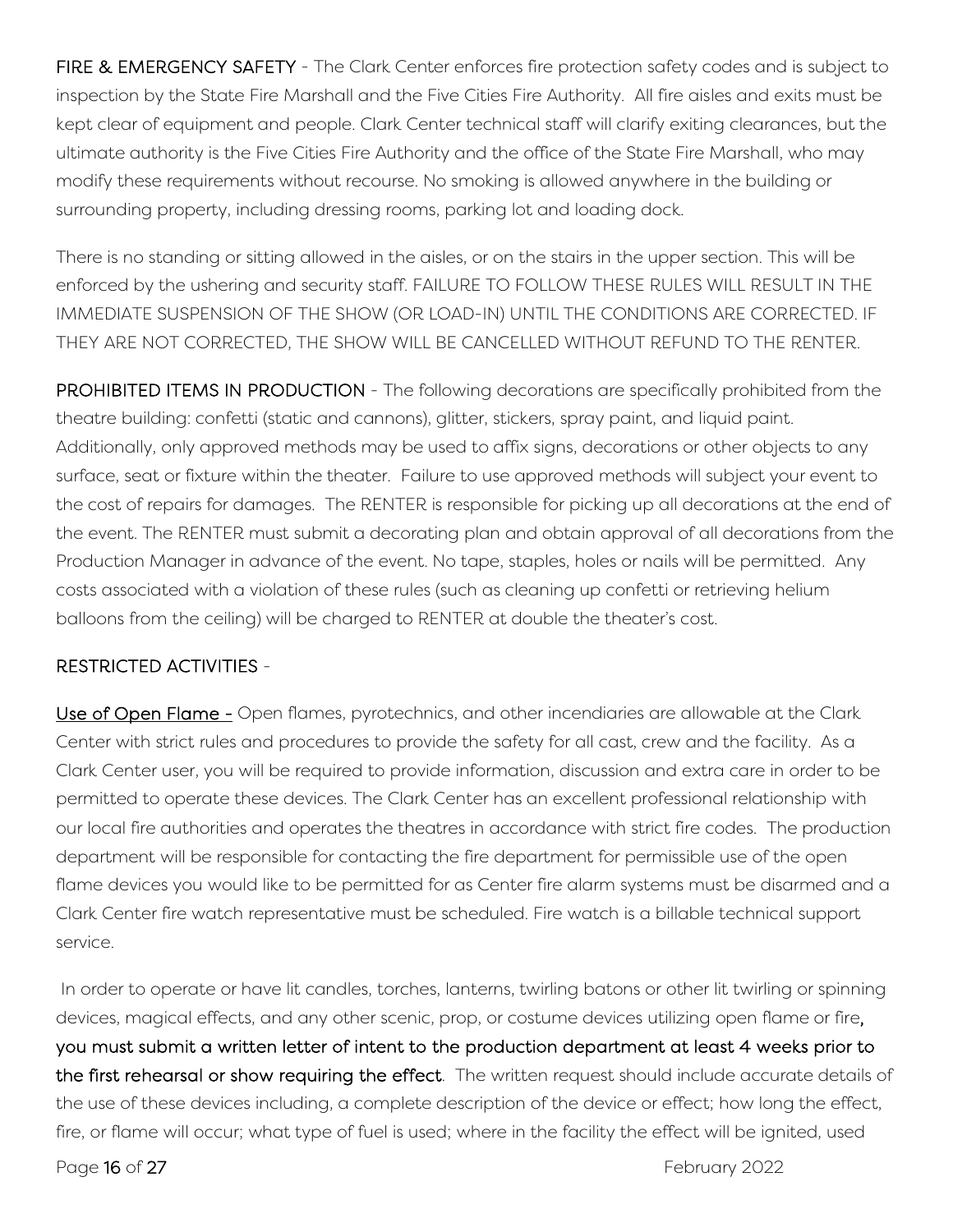**FIRE & EMERGENCY SAFETY** - The Clark Center enforces fire protection safety codes and is subject to inspection by the State Fire Marshall and the Five Cities Fire Authority. All fire aisles and exits must be kept clear of equipment and people. Clark Center technical staff will clarify exiting clearances, but the ultimate authority is the Five Cities Fire Authority and the office of the State Fire Marshall, who may modify these requirements without recourse. No smoking is allowed anywhere in the building or surrounding property, including dressing rooms, parking lot and loading dock.

There is no standing or sitting allowed in the aisles, or on the stairs in the upper section. This will be enforced by the ushering and security staff. FAILURE TO FOLLOW THESE RULES WILL RESULT IN THE IMMEDIATE SUSPENSION OF THE SHOW (OR LOAD-IN) UNTIL THE CONDITIONS ARE CORRECTED. IF THEY ARE NOT CORRECTED, THE SHOW WILL BE CANCELLED WITHOUT REFUND TO THE RENTER.

**PROHIBITED ITEMS IN PRODUCTION** - The following decorations are specifically prohibited from the theatre building: confetti (static and cannons), glitter, stickers, spray paint, and liquid paint. Additionally, only approved methods may be used to affix signs, decorations or other objects to any surface, seat or fixture within the theater. Failure to use approved methods will subject your event to the cost of repairs for damages. The RENTER is responsible for picking up all decorations at the end of the event. The RENTER must submit a decorating plan and obtain approval of all decorations from the Production Manager in advance of the event. No tape, staples, holes or nails will be permitted. Any costs associated with a violation of these rules (such as cleaning up confetti or retrieving helium balloons from the ceiling) will be charged to RENTER at double the theater's cost.

RESTRICTED ACTIVITIES -

Use of Open Flame - Open flames, pyrotechnics, and other incendiaries are allowable at the Clark Center with strict rules and procedures to provide the safety for all cast, crew and the facility. As a Clark Center user, you will be required to provide information, discussion and extra care in order to be permitted to operate these devices. The Clark Center has an excellent professional relationship with our local fire authorities and operates the theatres in accordance with strict fire codes. The production department will be responsible for contacting the fire department for permissible use of the open flame devices you would like to be permitted for as Center fire alarm systems must be disarmed and a Clark Center fire watch representative must be scheduled. Fire watch is a billable technical support service.

In order to operate or have lit candles, torches, lanterns, twirling batons or other lit twirling or spinning devices, magical effects, and any other scenic, prop, or costume devices utilizing open flame or fire, **you must submit a written letter of intent to the production department at least 4 weeks prior to the first rehearsal or show requiring the effect**. The written request should include accurate details of the use of these devices including, a complete description of the device or effect; how long the effect, fire, or flame will occur; what type of fuel is used; where in the facility the effect will be ignited, used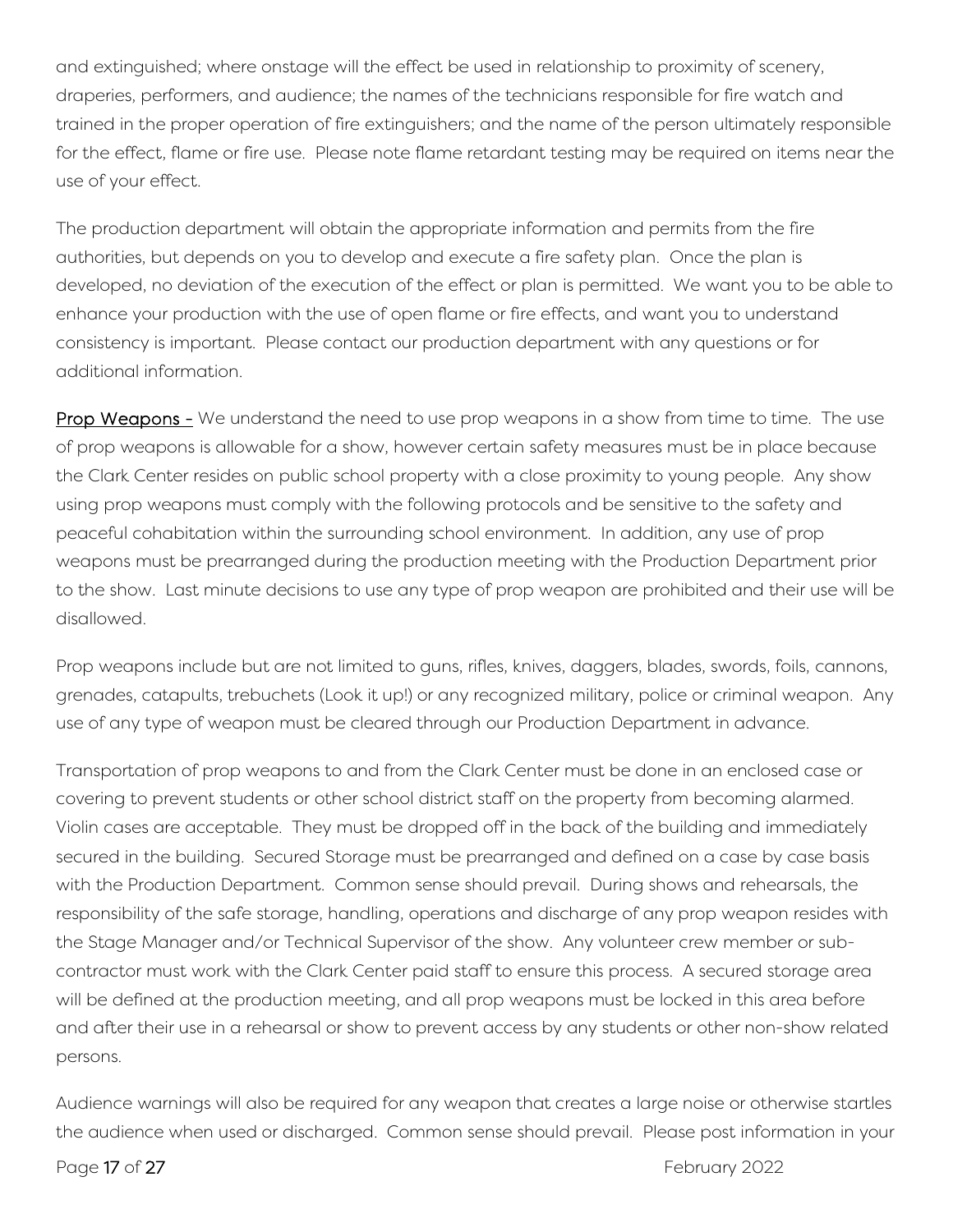and extinguished; where onstage will the effect be used in relationship to proximity of scenery, draperies, performers, and audience; the names of the technicians responsible for fire watch and trained in the proper operation of fire extinguishers; and the name of the person ultimately responsible for the effect, flame or fire use. Please note flame retardant testing may be required on items near the use of your effect.

The production department will obtain the appropriate information and permits from the fire authorities, but depends on you to develop and execute a fire safety plan. Once the plan is developed, no deviation of the execution of the effect or plan is permitted. We want you to be able to enhance your production with the use of open flame or fire effects, and want you to understand consistency is important. Please contact our production department with any questions or for additional information.

**Prop Weapons -** We understand the need to use prop weapons in a show from time to time. The use of prop weapons is allowable for a show, however certain safety measures must be in place because the Clark Center resides on public school property with a close proximity to young people. Any show using prop weapons must comply with the following protocols and be sensitive to the safety and peaceful cohabitation within the surrounding school environment. In addition, any use of prop weapons must be prearranged during the production meeting with the Production Department prior to the show. Last minute decisions to use any type of prop weapon are prohibited and their use will be disallowed.

Prop weapons include but are not limited to guns, rifles, knives, daggers, blades, swords, foils, cannons, grenades, catapults, trebuchets (Look it up!) or any recognized military, police or criminal weapon. Any use of any type of weapon must be cleared through our Production Department in advance.

Transportation of prop weapons to and from the Clark Center must be done in an enclosed case or covering to prevent students or other school district staff on the property from becoming alarmed. Violin cases are acceptable. They must be dropped off in the back of the building and immediately secured in the building. Secured Storage must be prearranged and defined on a case by case basis with the Production Department. Common sense should prevail. During shows and rehearsals, the responsibility of the safe storage, handling, operations and discharge of any prop weapon resides with the Stage Manager and/or Technical Supervisor of the show. Any volunteer crew member or sub-contractor must work with the Clark Center paid staff to ensure this process. A secured storage area will be defined at the production meeting, and all prop weapons must be locked in this area before and after their use in a rehearsal or show to prevent access by any students or other non-show related persons.

Audience warnings will also be required for any weapon that creates a large noise or otherwise startles the audience when used or discharged. Common sense should prevail. Please post information in your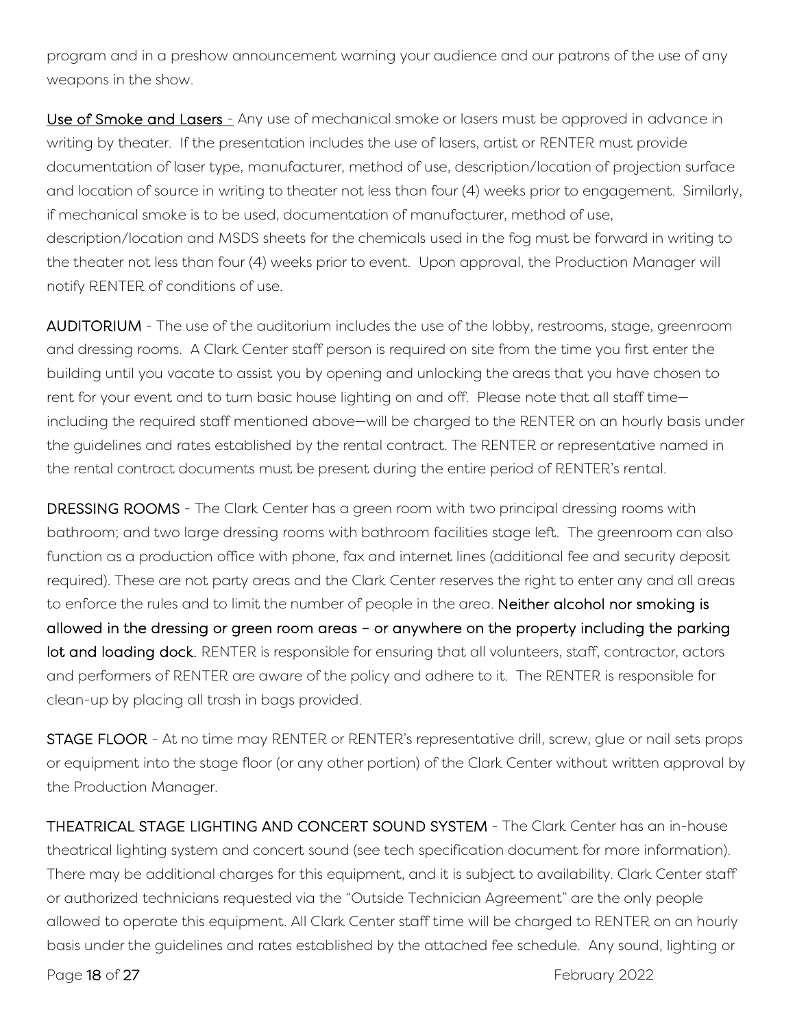program and in a preshow announcement warning your audience and our patrons of the use of any weapons in the show.

Use of Smoke and Lasers - Any use of mechanical smoke or lasers must be approved in advance in writing by theater. If the presentation includes the use of lasers, artist or RENTER must provide documentation of laser type, manufacturer, method of use, description/location of projection surface and location of source in writing to theater not less than four (4) weeks prior to engagement. Similarly, if mechanical smoke is to be used, documentation of manufacturer, method of use, description/location and MSDS sheets for the chemicals used in the fog must be forward in writing to the theater not less than four (4) weeks prior to event. Upon approval, the Production Manager will notify RENTER of conditions of use.

**AUDITORIUM** - The use of the auditorium includes the use of the lobby, restrooms, stage, greenroom and dressing rooms. A Clark Center staff person is required on site from the time you first enter the building until you vacate to assist you by opening and unlocking the areas that you have chosen to rent for your event and to turn basic house lighting on and off. Please note that all staff time—including the required staff mentioned above—will be charged to the RENTER on an hourly basis under the guidelines and rates established by the rental contract. The RENTER or representative named in the rental contract documents must be present during the entire period of RENTER's rental.

**DRESSING ROOMS** - The Clark Center has a green room with two principal dressing rooms with bathroom; and two large dressing rooms with bathroom facilities stage left. The greenroom can also function as a production office with phone, fax and internet lines (additional fee and security deposit required). These are not party areas and the Clark Center reserves the right to enter any and all areas to enforce the rules and to limit the number of people in the area. **Neither alcohol nor smoking is allowed in the dressing or green room areas – or anywhere on the property including the parking lot and loading dock.** RENTER is responsible for ensuring that all volunteers, staff, contractor, actors and performers of RENTER are aware of the policy and adhere to it. The RENTER is responsible for clean-up by placing all trash in bags provided.

**STAGE FLOOR** - At no time may RENTER or RENTER's representative drill, screw, glue or nail sets props or equipment into the stage floor (or any other portion) of the Clark Center without written approval by the Production Manager.

**THEATRICAL STAGE LIGHTING AND CONCERT SOUND SYSTEM** - The Clark Center has an in-house theatrical lighting system and concert sound (see tech specification document for more information). There may be additional charges for this equipment, and it is subject to availability. Clark Center staff or authorized technicians requested via the "Outside Technician Agreement" are the only people allowed to operate this equipment. All Clark Center staff time will be charged to RENTER on an hourly basis under the guidelines and rates established by the attached fee schedule. Any sound, lighting or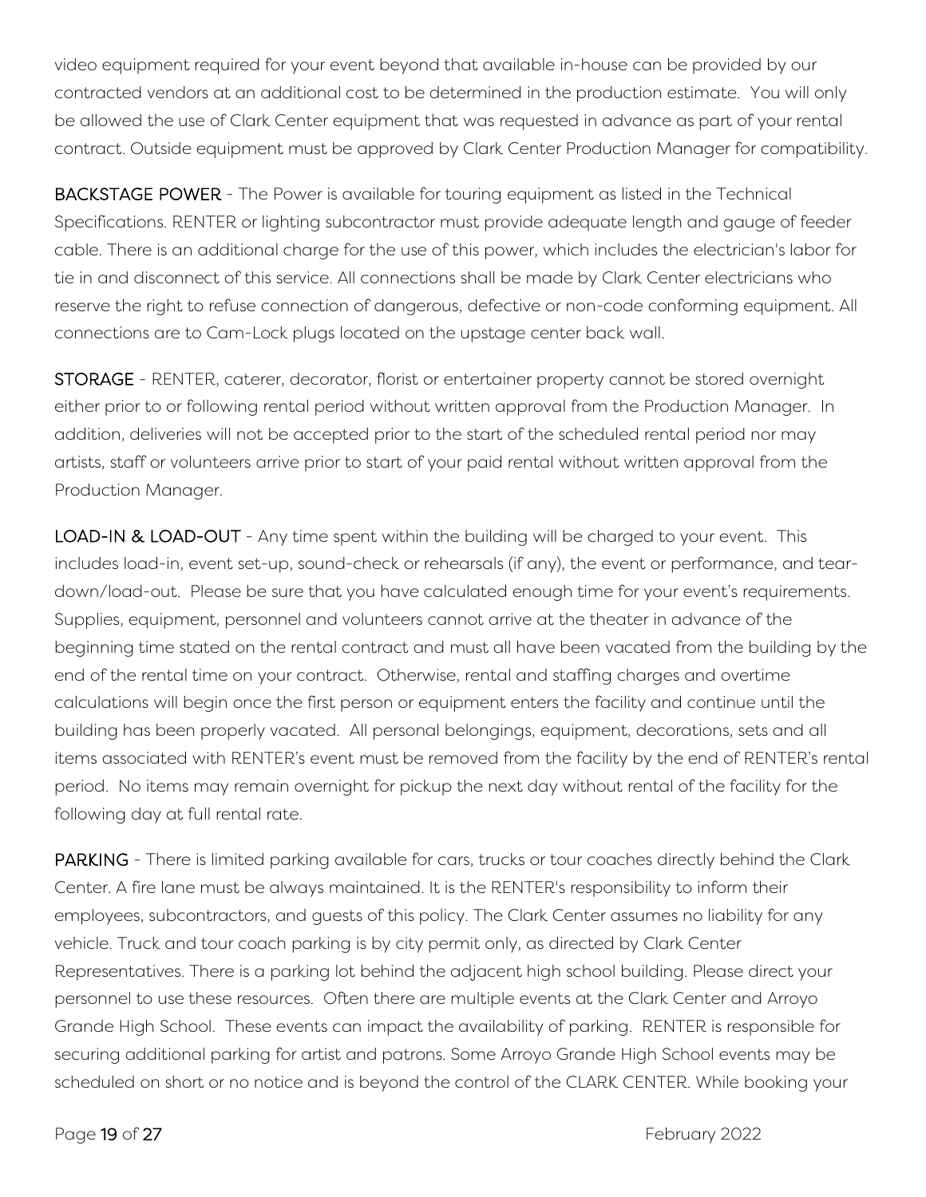video equipment required for your event beyond that available in-house can be provided by our contracted vendors at an additional cost to be determined in the production estimate. You will only be allowed the use of Clark Center equipment that was requested in advance as part of your rental contract. Outside equipment must be approved by Clark Center Production Manager for compatibility.

**BACKSTAGE POWER** - The Power is available for touring equipment as listed in the Technical Specifications. RENTER or lighting subcontractor must provide adequate length and gauge of feeder cable. There is an additional charge for the use of this power, which includes the electrician's labor for tie in and disconnect of this service. All connections shall be made by Clark Center electricians who reserve the right to refuse connection of dangerous, defective or non-code conforming equipment. All connections are to Cam-Lock plugs located on the upstage center back wall.

**STORAGE** - RENTER, caterer, decorator, florist or entertainer property cannot be stored overnight either prior to or following rental period without written approval from the Production Manager. In addition, deliveries will not be accepted prior to the start of the scheduled rental period nor may artists, staff or volunteers arrive prior to start of your paid rental without written approval from the Production Manager.

**LOAD-IN & LOAD-OUT** - Any time spent within the building will be charged to your event. This includes load-in, event set-up, sound-check or rehearsals (if any), the event or performance, and tear-down/load-out. Please be sure that you have calculated enough time for your event's requirements. Supplies, equipment, personnel and volunteers cannot arrive at the theater in advance of the beginning time stated on the rental contract and must all have been vacated from the building by the end of the rental time on your contract. Otherwise, rental and staffing charges and overtime calculations will begin once the first person or equipment enters the facility and continue until the building has been properly vacated. All personal belongings, equipment, decorations, sets and all items associated with RENTER's event must be removed from the facility by the end of RENTER's rental period. No items may remain overnight for pickup the next day without rental of the facility for the following day at full rental rate.

**PARKING** - There is limited parking available for cars, trucks or tour coaches directly behind the Clark Center. A fire lane must be always maintained. It is the RENTER's responsibility to inform their employees, subcontractors, and guests of this policy. The Clark Center assumes no liability for any vehicle. Truck and tour coach parking is by city permit only, as directed by Clark Center Representatives. There is a parking lot behind the adjacent high school building. Please direct your personnel to use these resources. Often there are multiple events at the Clark Center and Arroyo Grande High School. These events can impact the availability of parking. RENTER is responsible for securing additional parking for artist and patrons. Some Arroyo Grande High School events may be scheduled on short or no notice and is beyond the control of the CLARK CENTER. While booking your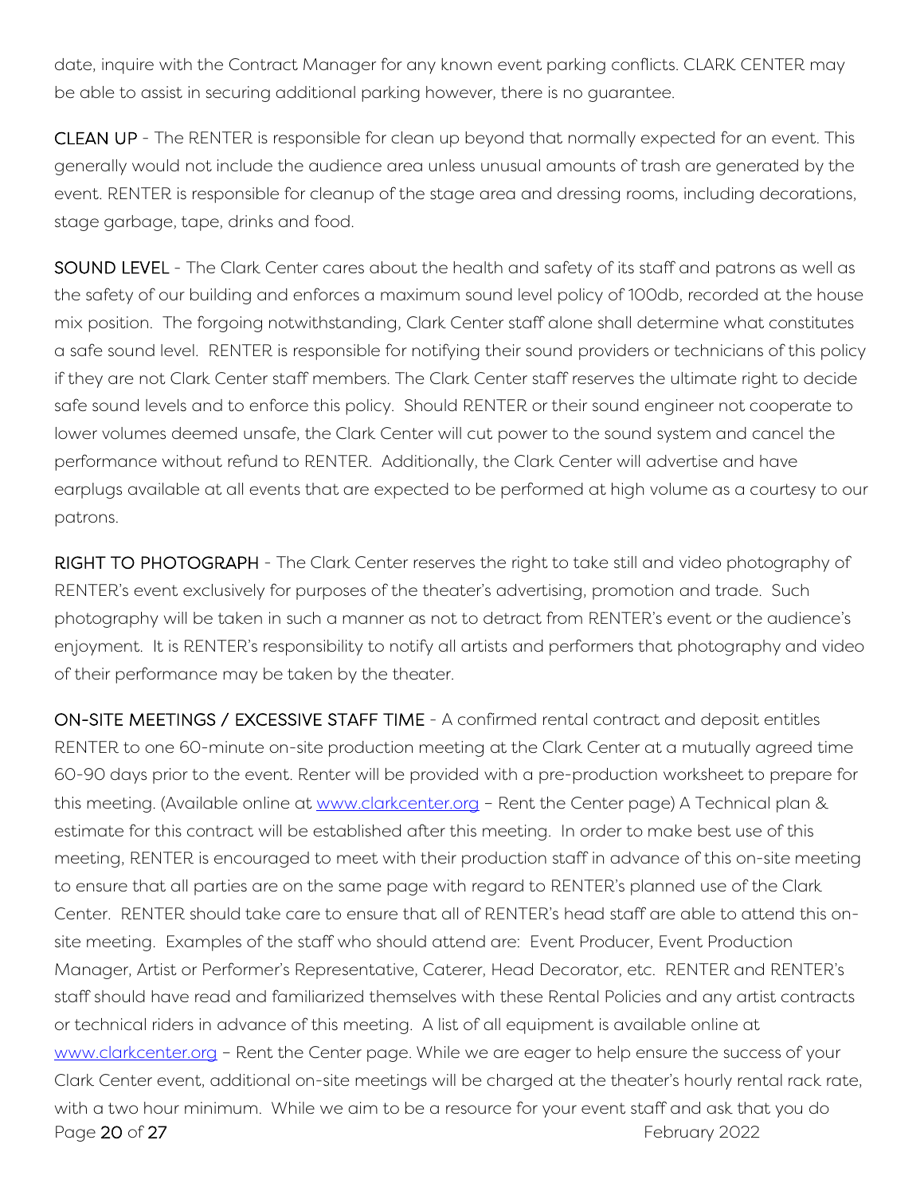date, inquire with the Contract Manager for any known event parking conflicts. CLARK CENTER may be able to assist in securing additional parking however, there is no guarantee.

**CLEAN UP** - The RENTER is responsible for clean up beyond that normally expected for an event. This generally would not include the audience area unless unusual amounts of trash are generated by the event. RENTER is responsible for cleanup of the stage area and dressing rooms, including decorations, stage garbage, tape, drinks and food.

**SOUND LEVEL** - The Clark Center cares about the health and safety of its staff and patrons as well as the safety of our building and enforces a maximum sound level policy of 100db, recorded at the house mix position. The forgoing notwithstanding, Clark Center staff alone shall determine what constitutes a safe sound level. RENTER is responsible for notifying their sound providers or technicians of this policy if they are not Clark Center staff members. The Clark Center staff reserves the ultimate right to decide safe sound levels and to enforce this policy. Should RENTER or their sound engineer not cooperate to lower volumes deemed unsafe, the Clark Center will cut power to the sound system and cancel the performance without refund to RENTER. Additionally, the Clark Center will advertise and have earplugs available at all events that are expected to be performed at high volume as a courtesy to our patrons.

**RIGHT TO PHOTOGRAPH** - The Clark Center reserves the right to take still and video photography of RENTER's event exclusively for purposes of the theater's advertising, promotion and trade. Such photography will be taken in such a manner as not to detract from RENTER's event or the audience's enjoyment. It is RENTER's responsibility to notify all artists and performers that photography and video of their performance may be taken by the theater.

**ON-SITE MEETINGS / EXCESSIVE STAFF TIME** - A confirmed rental contract and deposit entitles RENTER to one 60-minute on-site production meeting at the Clark Center at a mutually agreed time 60-90 days prior to the event. Renter will be provided with a pre-production worksheet to prepare for this meeting. (Available online at [www.clarkcenter.org](http://www.clarkcenter.org) – Rent the Center page) A Technical plan & estimate for this contract will be established after this meeting. In order to make best use of this meeting, RENTER is encouraged to meet with their production staff in advance of this on-site meeting to ensure that all parties are on the same page with regard to RENTER's planned use of the Clark Center. RENTER should take care to ensure that all of RENTER's head staff are able to attend this on-site meeting. Examples of the staff who should attend are: Event Producer, Event Production Manager, Artist or Performer's Representative, Caterer, Head Decorator, etc. RENTER and RENTER's staff should have read and familiarized themselves with these Rental Policies and any artist contracts or technical riders in advance of this meeting. A list of all equipment is available online at [www.clarkcenter.org](http://www.clarkcenter.org) – Rent the Center page. While we are eager to help ensure the success of your Clark Center event, additional on-site meetings will be charged at the theater's hourly rental rack rate, with a two hour minimum. While we aim to be a resource for your event staff and ask that you do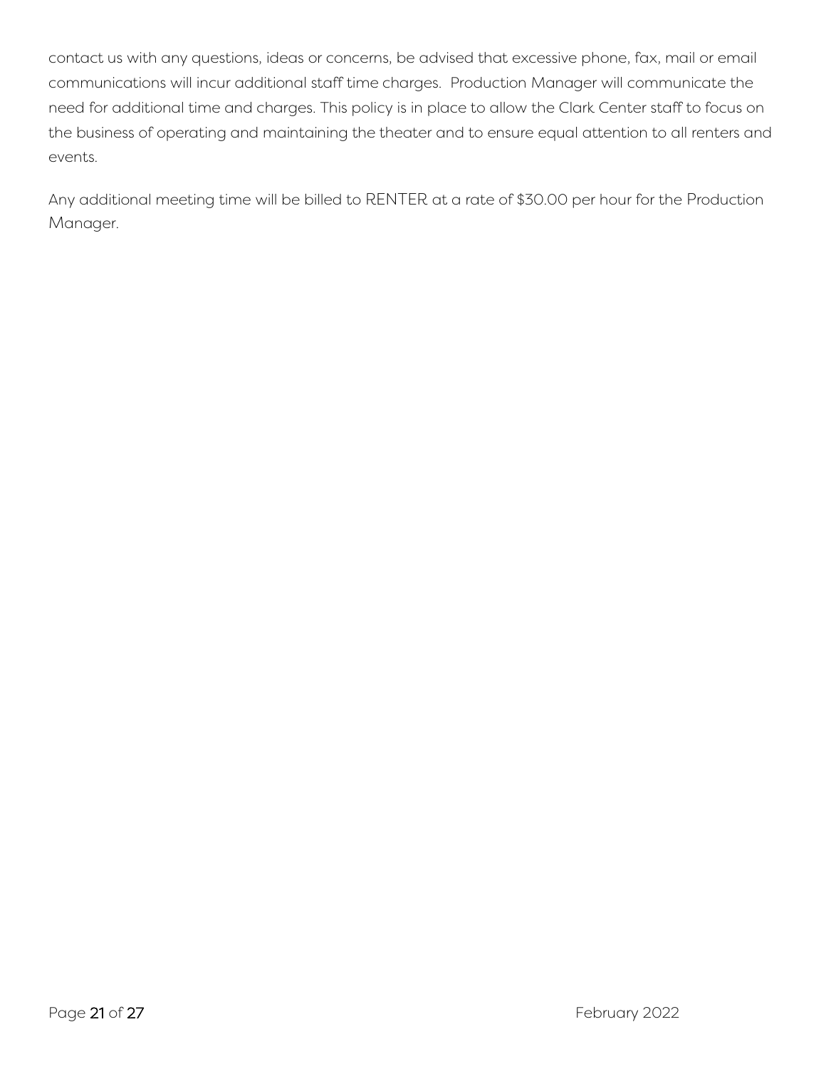contact us with any questions, ideas or concerns, be advised that excessive phone, fax, mail or email communications will incur additional staff time charges.  Production Manager will communicate the need for additional time and charges. This policy is in place to allow the Clark Center staff to focus on the business of operating and maintaining the theater and to ensure equal attention to all renters and events.

Any additional meeting time will be billed to RENTER at a rate of $30.00 per hour for the Production Manager.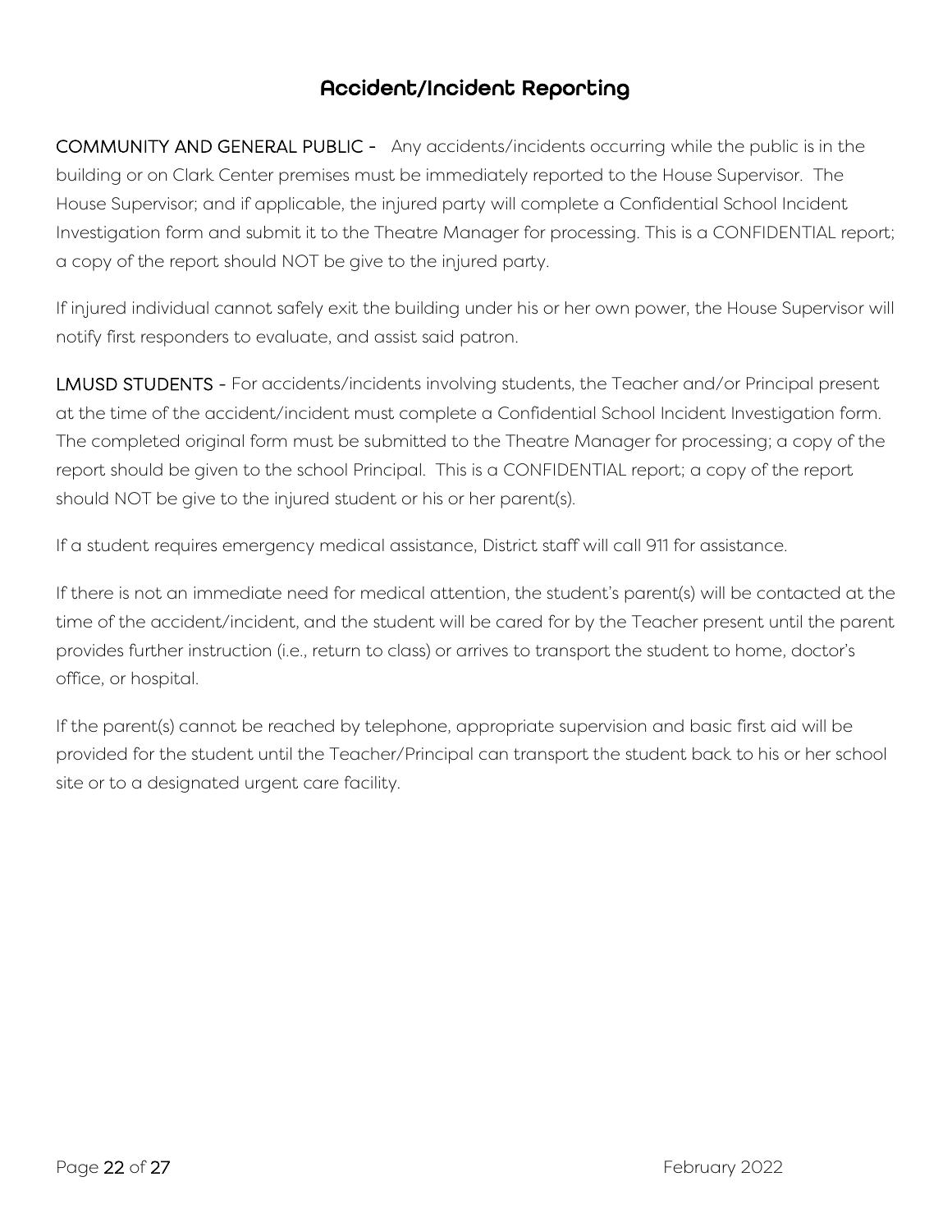## Accident/Incident Reporting

COMMUNITY AND GENERAL PUBLIC - Any accidents/incidents occurring while the public is in the building or on Clark Center premises must be immediately reported to the House Supervisor. The House Supervisor; and if applicable, the injured party will complete a Confidential School Incident Investigation form and submit it to the Theatre Manager for processing. This is a CONFIDENTIAL report; a copy of the report should NOT be give to the injured party.

If injured individual cannot safely exit the building under his or her own power, the House Supervisor will notify first responders to evaluate, and assist said patron.

LMUSD STUDENTS - For accidents/incidents involving students, the Teacher and/or Principal present at the time of the accident/incident must complete a Confidential School Incident Investigation form. The completed original form must be submitted to the Theatre Manager for processing; a copy of the report should be given to the school Principal. This is a CONFIDENTIAL report; a copy of the report should NOT be give to the injured student or his or her parent(s).

If a student requires emergency medical assistance, District staff will call 911 for assistance.

If there is not an immediate need for medical attention, the student's parent(s) will be contacted at the time of the accident/incident, and the student will be cared for by the Teacher present until the parent provides further instruction (i.e., return to class) or arrives to transport the student to home, doctor's office, or hospital.

If the parent(s) cannot be reached by telephone, appropriate supervision and basic first aid will be provided for the student until the Teacher/Principal can transport the student back to his or her school site or to a designated urgent care facility.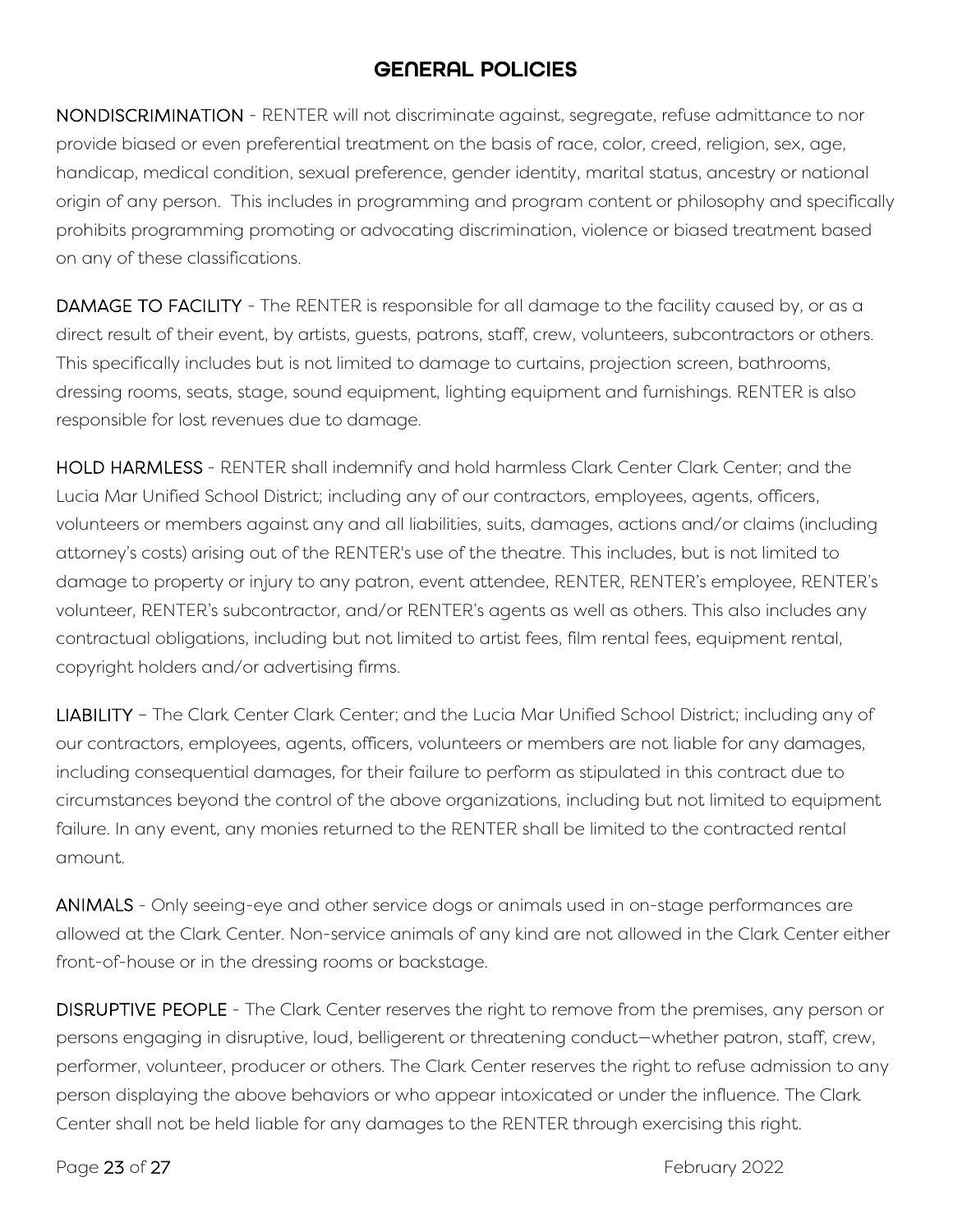# GENERAL POLICIES

**NONDISCRIMINATION** - RENTER will not discriminate against, segregate, refuse admittance to nor provide biased or even preferential treatment on the basis of race, color, creed, religion, sex, age, handicap, medical condition, sexual preference, gender identity, marital status, ancestry or national origin of any person. This includes in programming and program content or philosophy and specifically prohibits programming promoting or advocating discrimination, violence or biased treatment based on any of these classifications.

**DAMAGE TO FACILITY** - The RENTER is responsible for all damage to the facility caused by, or as a direct result of their event, by artists, guests, patrons, staff, crew, volunteers, subcontractors or others. This specifically includes but is not limited to damage to curtains, projection screen, bathrooms, dressing rooms, seats, stage, sound equipment, lighting equipment and furnishings. RENTER is also responsible for lost revenues due to damage.

**HOLD HARMLESS** - RENTER shall indemnify and hold harmless Clark Center Clark Center; and the Lucia Mar Unified School District; including any of our contractors, employees, agents, officers, volunteers or members against any and all liabilities, suits, damages, actions and/or claims (including attorney's costs) arising out of the RENTER's use of the theatre. This includes, but is not limited to damage to property or injury to any patron, event attendee, RENTER, RENTER's employee, RENTER's volunteer, RENTER's subcontractor, and/or RENTER's agents as well as others. This also includes any contractual obligations, including but not limited to artist fees, film rental fees, equipment rental, copyright holders and/or advertising firms.

**LIABILITY** – The Clark Center Clark Center; and the Lucia Mar Unified School District; including any of our contractors, employees, agents, officers, volunteers or members are not liable for any damages, including consequential damages, for their failure to perform as stipulated in this contract due to circumstances beyond the control of the above organizations, including but not limited to equipment failure. In any event, any monies returned to the RENTER shall be limited to the contracted rental amount.

**ANIMALS** - Only seeing-eye and other service dogs or animals used in on-stage performances are allowed at the Clark Center. Non-service animals of any kind are not allowed in the Clark Center either front-of-house or in the dressing rooms or backstage.

**DISRUPTIVE PEOPLE** - The Clark Center reserves the right to remove from the premises, any person or persons engaging in disruptive, loud, belligerent or threatening conduct—whether patron, staff, crew, performer, volunteer, producer or others. The Clark Center reserves the right to refuse admission to any person displaying the above behaviors or who appear intoxicated or under the influence. The Clark Center shall not be held liable for any damages to the RENTER through exercising this right.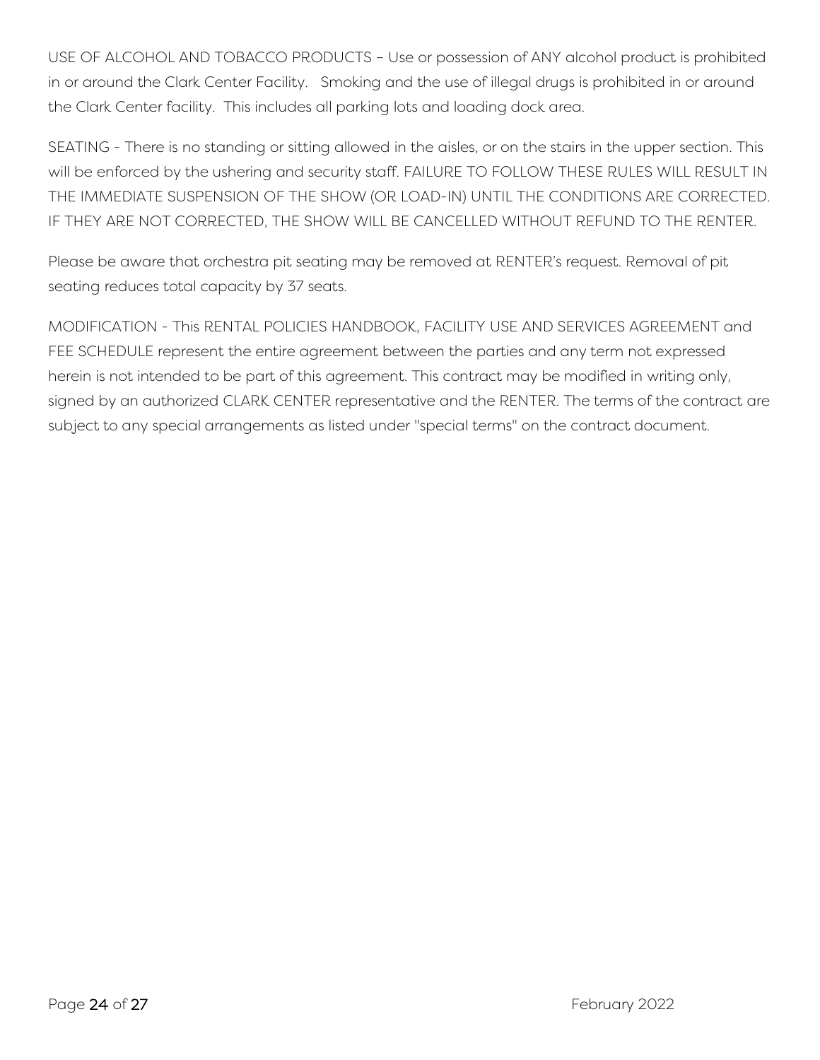USE OF ALCOHOL AND TOBACCO PRODUCTS – Use or possession of ANY alcohol product is prohibited in or around the Clark Center Facility. Smoking and the use of illegal drugs is prohibited in or around the Clark Center facility. This includes all parking lots and loading dock area.

SEATING - There is no standing or sitting allowed in the aisles, or on the stairs in the upper section. This will be enforced by the ushering and security staff. FAILURE TO FOLLOW THESE RULES WILL RESULT IN THE IMMEDIATE SUSPENSION OF THE SHOW (OR LOAD-IN) UNTIL THE CONDITIONS ARE CORRECTED. IF THEY ARE NOT CORRECTED, THE SHOW WILL BE CANCELLED WITHOUT REFUND TO THE RENTER.

Please be aware that orchestra pit seating may be removed at RENTER's request. Removal of pit seating reduces total capacity by 37 seats.

MODIFICATION - This RENTAL POLICIES HANDBOOK, FACILITY USE AND SERVICES AGREEMENT and FEE SCHEDULE represent the entire agreement between the parties and any term not expressed herein is not intended to be part of this agreement. This contract may be modified in writing only, signed by an authorized CLARK CENTER representative and the RENTER. The terms of the contract are subject to any special arrangements as listed under "special terms" on the contract document.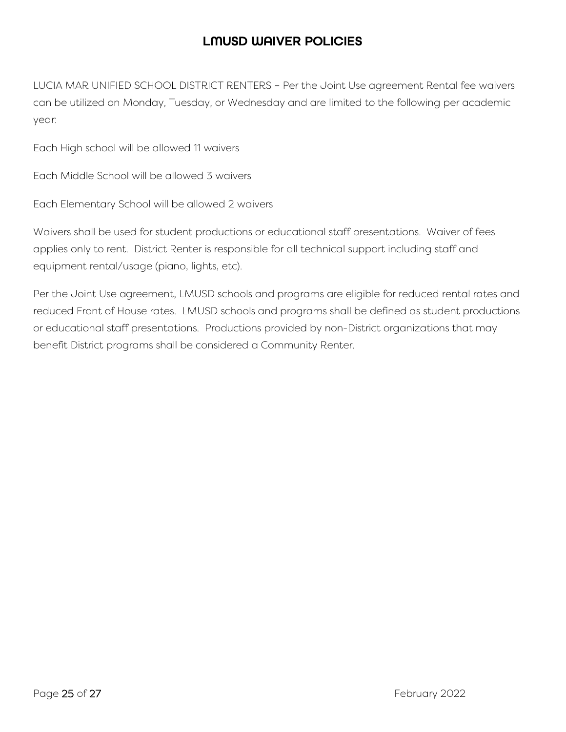# LMUSD WAIVER POLICIES

LUCIA MAR UNIFIED SCHOOL DISTRICT RENTERS – Per the Joint Use agreement Rental fee waivers can be utilized on Monday, Tuesday, or Wednesday and are limited to the following per academic year:

Each High school will be allowed 11 waivers

Each Middle School will be allowed 3 waivers

Each Elementary School will be allowed 2 waivers

Waivers shall be used for student productions or educational staff presentations. Waiver of fees applies only to rent. District Renter is responsible for all technical support including staff and equipment rental/usage (piano, lights, etc).

Per the Joint Use agreement, LMUSD schools and programs are eligible for reduced rental rates and reduced Front of House rates. LMUSD schools and programs shall be defined as student productions or educational staff presentations. Productions provided by non-District organizations that may benefit District programs shall be considered a Community Renter.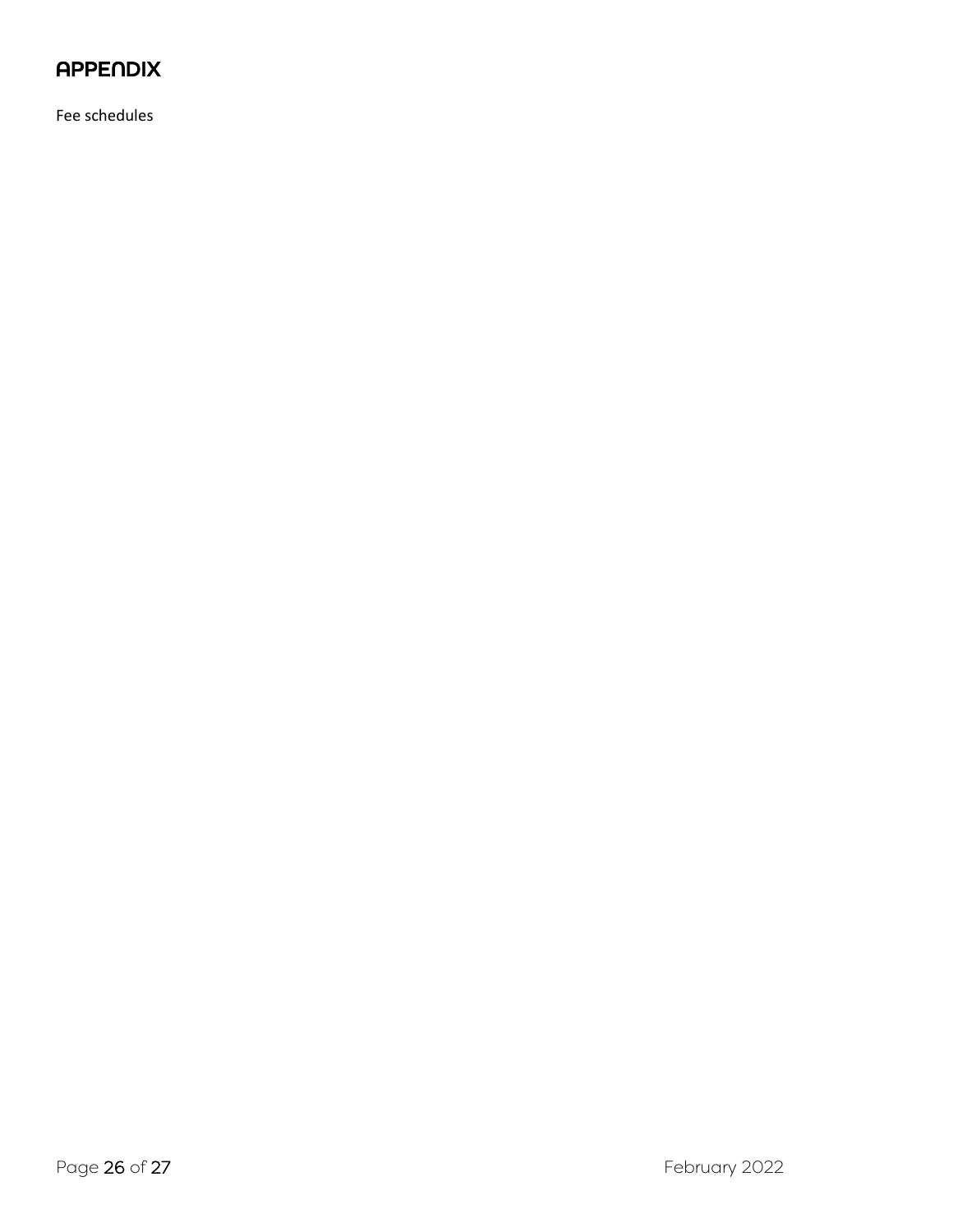# APPENDIX

Fee schedules